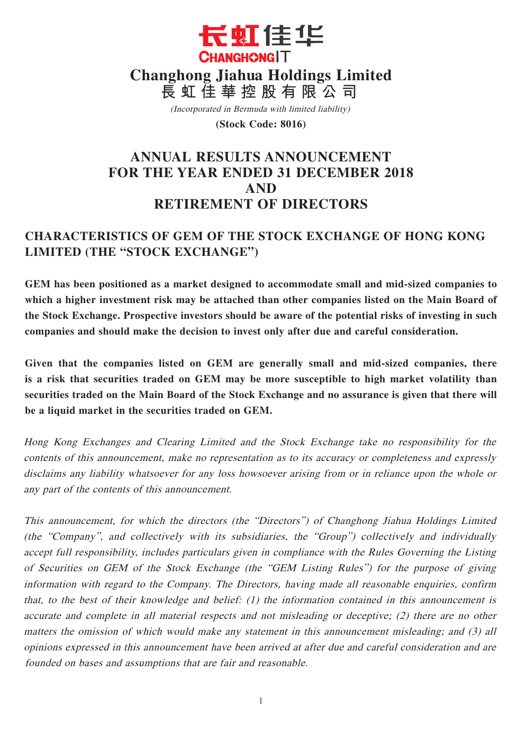長虹佳华
CHANGHONGIT

# Changhong Jiahua Holdings Limited
# 長虹佳華控股有限公司

*(Incorporated in Bermuda with limited liability)*

**(Stock Code: 8016)**

# ANNUAL RESULTS ANNOUNCEMENT FOR THE YEAR ENDED 31 DECEMBER 2018 AND RETIREMENT OF DIRECTORS

## CHARACTERISTICS OF GEM OF THE STOCK EXCHANGE OF HONG KONG LIMITED (THE "STOCK EXCHANGE")

**GEM has been positioned as a market designed to accommodate small and mid-sized companies to which a higher investment risk may be attached than other companies listed on the Main Board of the Stock Exchange. Prospective investors should be aware of the potential risks of investing in such companies and should make the decision to invest only after due and careful consideration.**

**Given that the companies listed on GEM are generally small and mid-sized companies, there is a risk that securities traded on GEM may be more susceptible to high market volatility than securities traded on the Main Board of the Stock Exchange and no assurance is given that there will be a liquid market in the securities traded on GEM.**

*Hong Kong Exchanges and Clearing Limited and the Stock Exchange take no responsibility for the contents of this announcement, make no representation as to its accuracy or completeness and expressly disclaims any liability whatsoever for any loss howsoever arising from or in reliance upon the whole or any part of the contents of this announcement.*

*This announcement, for which the directors (the "Directors") of Changhong Jiahua Holdings Limited (the "Company", and collectively with its subsidiaries, the "Group") collectively and individually accept full responsibility, includes particulars given in compliance with the Rules Governing the Listing of Securities on GEM of the Stock Exchange (the "GEM Listing Rules") for the purpose of giving information with regard to the Company. The Directors, having made all reasonable enquiries, confirm that, to the best of their knowledge and belief: (1) the information contained in this announcement is accurate and complete in all material respects and not misleading or deceptive; (2) there are no other matters the omission of which would make any statement in this announcement misleading; and (3) all opinions expressed in this announcement have been arrived at after due and careful consideration and are founded on bases and assumptions that are fair and reasonable.*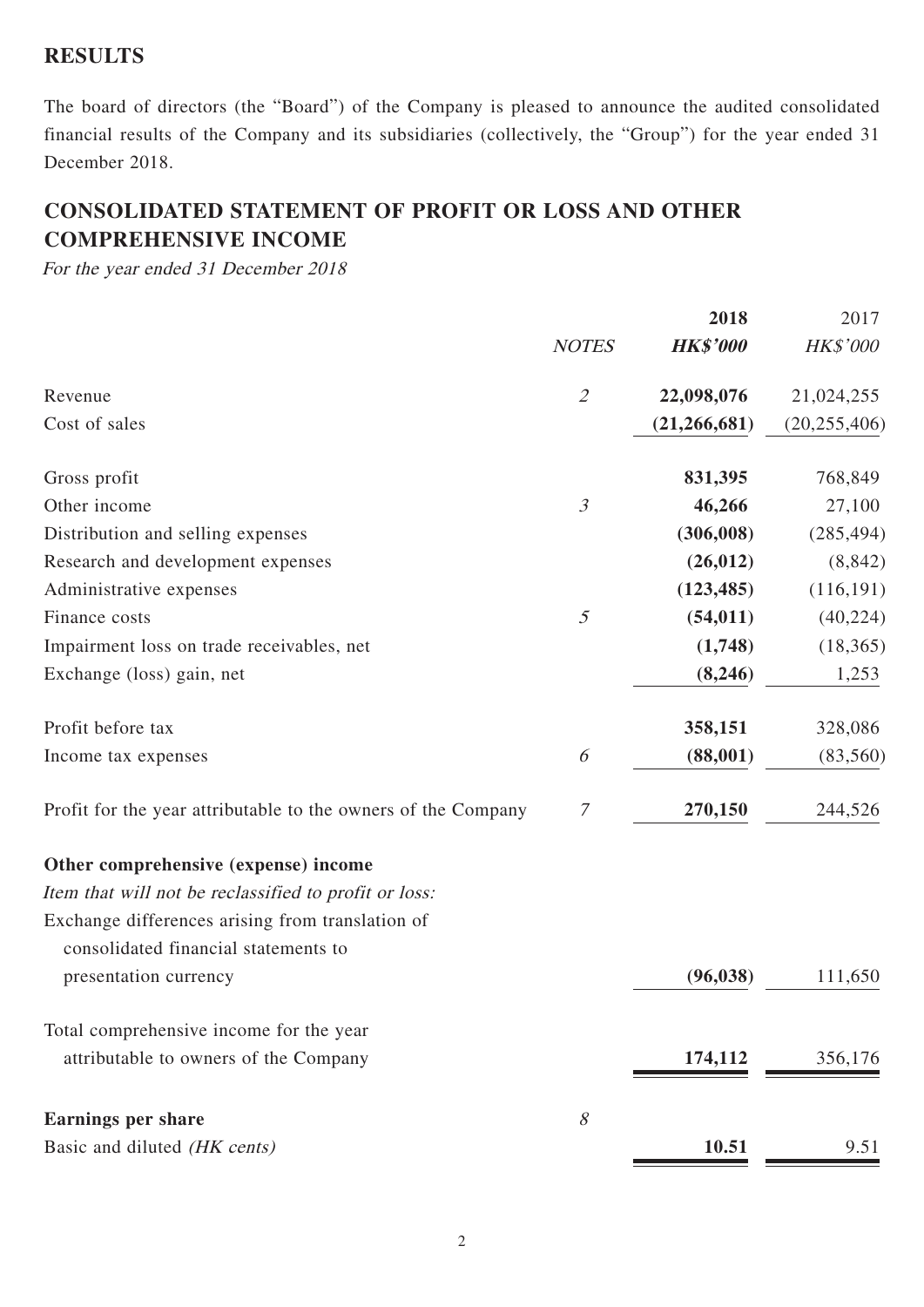## RESULTS

The board of directors (the "Board") of the Company is pleased to announce the audited consolidated financial results of the Company and its subsidiaries (collectively, the "Group") for the year ended 31 December 2018.

## CONSOLIDATED STATEMENT OF PROFIT OR LOSS AND OTHER COMPREHENSIVE INCOME

*For the year ended 31 December 2018*

| | *NOTES* | **2018** | 2017 |
|---|---|---|---|
| | | ***HK$'000*** | *HK$'000* |
| Revenue | *2* | **22,098,076** | 21,024,255 |
| Cost of sales | | **(21,266,681)** | (20,255,406) |
| Gross profit | | **831,395** | 768,849 |
| Other income | *3* | **46,266** | 27,100 |
| Distribution and selling expenses | | **(306,008)** | (285,494) |
| Research and development expenses | | **(26,012)** | (8,842) |
| Administrative expenses | | **(123,485)** | (116,191) |
| Finance costs | *5* | **(54,011)** | (40,224) |
| Impairment loss on trade receivables, net | | **(1,748)** | (18,365) |
| Exchange (loss) gain, net | | **(8,246)** | 1,253 |
| Profit before tax | | **358,151** | 328,086 |
| Income tax expenses | *6* | **(88,001)** | (83,560) |
| Profit for the year attributable to the owners of the Company | *7* | **270,150** | 244,526 |
| **Other comprehensive (expense) income** | | | |
| *Item that will not be reclassified to profit or loss:* | | | |
| Exchange differences arising from translation of consolidated financial statements to presentation currency | | **(96,038)** | 111,650 |
| Total comprehensive income for the year attributable to owners of the Company | | **174,112** | 356,176 |
| **Earnings per share** | *8* | | |
| Basic and diluted *(HK cents)* | | **10.51** | 9.51 |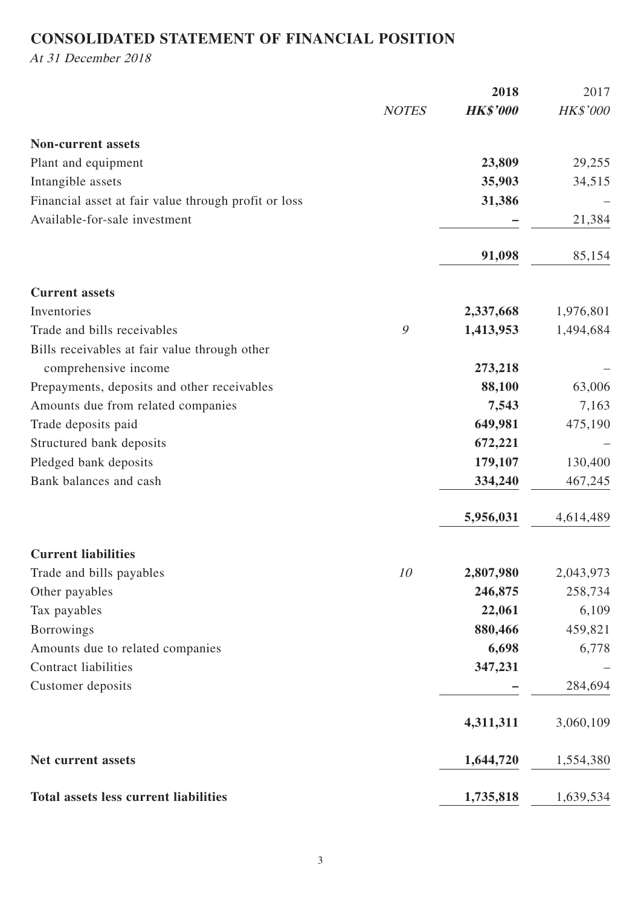## CONSOLIDATED STATEMENT OF FINANCIAL POSITION

*At 31 December 2018*

| | *NOTES* | **2018** | 2017 |
|---|---|---|---|
| | | ***HK$'000*** | *HK$'000* |
| **Non-current assets** | | | |
| Plant and equipment | | **23,809** | 29,255 |
| Intangible assets | | **35,903** | 34,515 |
| Financial asset at fair value through profit or loss | | **31,386** | – |
| Available-for-sale investment | | **–** | 21,384 |
| | | **91,098** | 85,154 |
| **Current assets** | | | |
| Inventories | | **2,337,668** | 1,976,801 |
| Trade and bills receivables | *9* | **1,413,953** | 1,494,684 |
| Bills receivables at fair value through other comprehensive income | | **273,218** | – |
| Prepayments, deposits and other receivables | | **88,100** | 63,006 |
| Amounts due from related companies | | **7,543** | 7,163 |
| Trade deposits paid | | **649,981** | 475,190 |
| Structured bank deposits | | **672,221** | – |
| Pledged bank deposits | | **179,107** | 130,400 |
| Bank balances and cash | | **334,240** | 467,245 |
| | | **5,956,031** | 4,614,489 |
| **Current liabilities** | | | |
| Trade and bills payables | *10* | **2,807,980** | 2,043,973 |
| Other payables | | **246,875** | 258,734 |
| Tax payables | | **22,061** | 6,109 |
| Borrowings | | **880,466** | 459,821 |
| Amounts due to related companies | | **6,698** | 6,778 |
| Contract liabilities | | **347,231** | – |
| Customer deposits | | **–** | 284,694 |
| | | **4,311,311** | 3,060,109 |
| **Net current assets** | | **1,644,720** | 1,554,380 |
| **Total assets less current liabilities** | | **1,735,818** | 1,639,534 |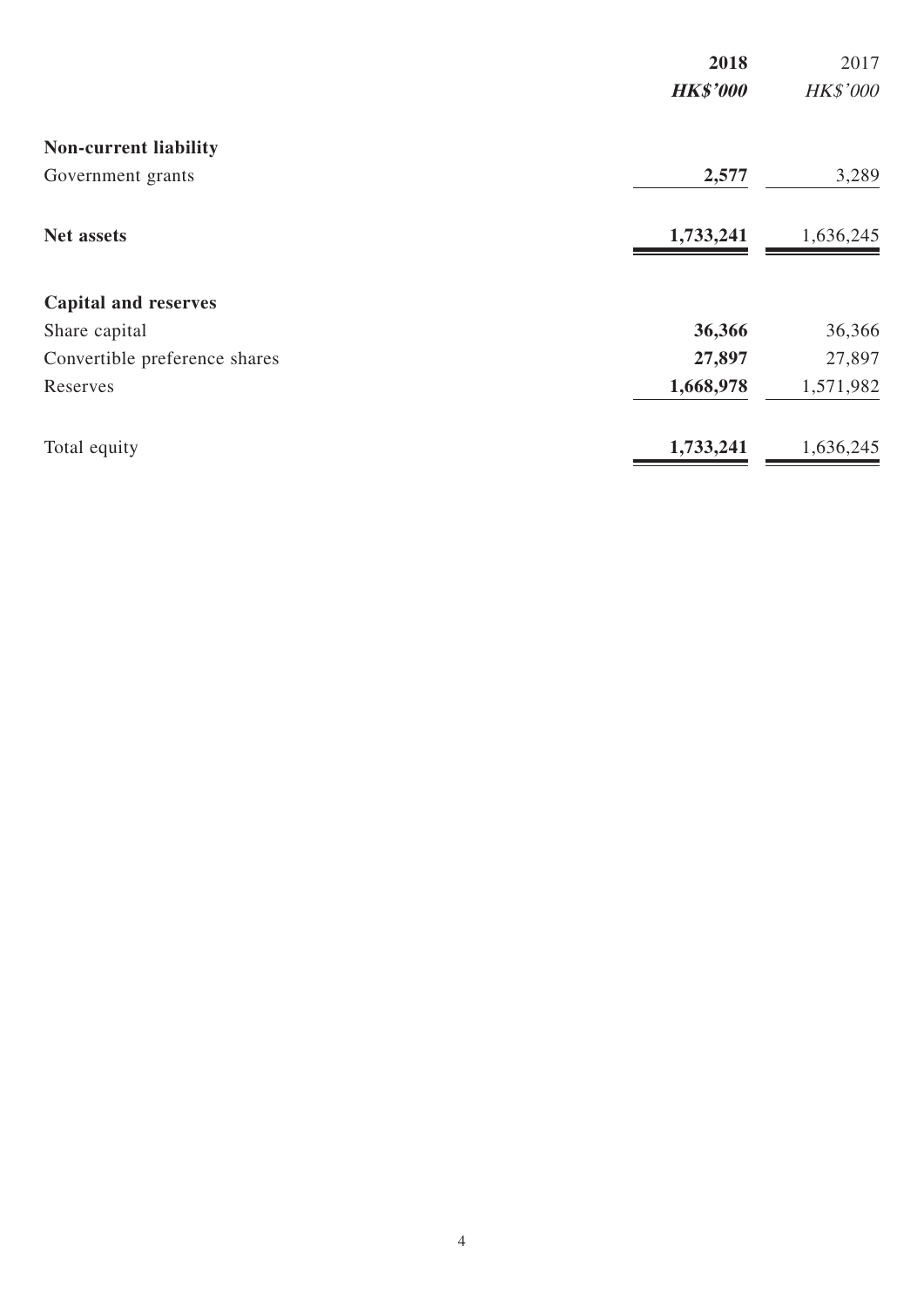| | 2018 | 2017 |
|---|---|---|
| | ***HK$'000*** | *HK$'000* |
| **Non-current liability** | | |
| Government grants | **2,577** | 3,289 |
| **Net assets** | **1,733,241** | 1,636,245 |
| **Capital and reserves** | | |
| Share capital | **36,366** | 36,366 |
| Convertible preference shares | **27,897** | 27,897 |
| Reserves | **1,668,978** | 1,571,982 |
| Total equity | **1,733,241** | 1,636,245 |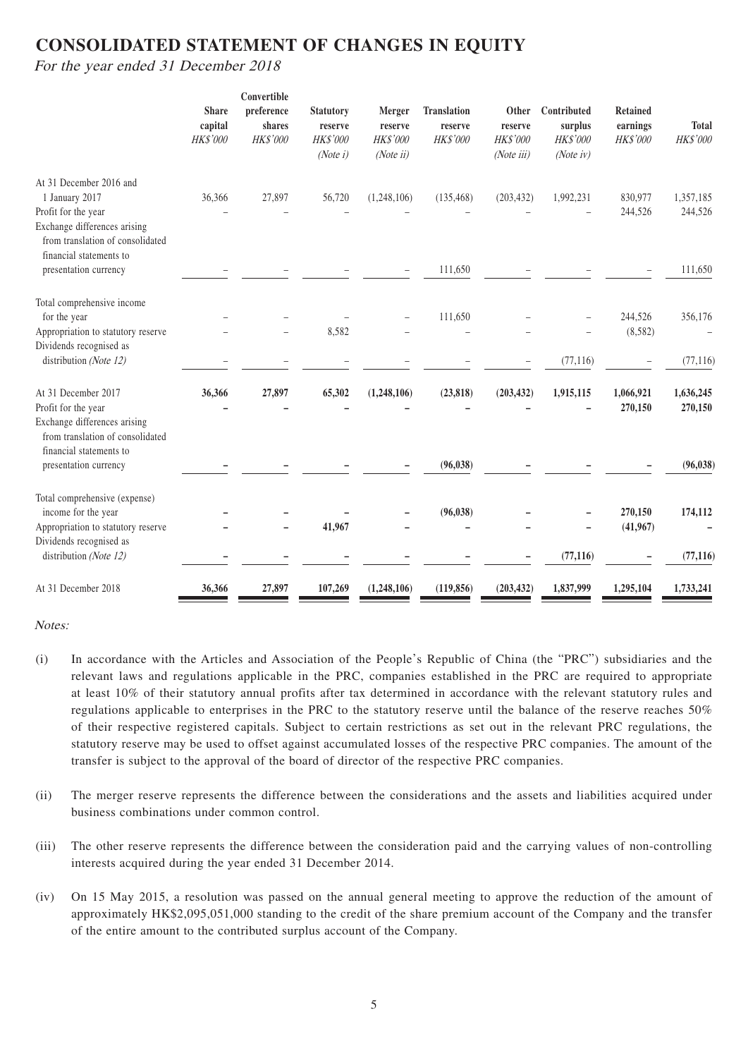# CONSOLIDATED STATEMENT OF CHANGES IN EQUITY

*For the year ended 31 December 2018*

| | Share capital | Convertible preference shares | Statutory reserve | Merger reserve | Translation reserve | Other reserve | Contributed surplus | Retained earnings | Total |
|---|---|---|---|---|---|---|---|---|---|
| | *HK$'000* | *HK$'000* | *HK$'000* | *HK$'000* | *HK$'000* | *HK$'000* | *HK$'000* | *HK$'000* | *HK$'000* |
| | | | *(Note i)* | *(Note ii)* | | *(Note iii)* | *(Note iv)* | | |
| At 31 December 2016 and 1 January 2017 | 36,366 | 27,897 | 56,720 | (1,248,106) | (135,468) | (203,432) | 1,992,231 | 830,977 | 1,357,185 |
| Profit for the year | – | – | – | – | – | – | – | 244,526 | 244,526 |
| Exchange differences arising from translation of consolidated financial statements to presentation currency | – | – | – | – | 111,650 | – | – | – | 111,650 |
| Total comprehensive income for the year | – | – | – | – | 111,650 | – | – | 244,526 | 356,176 |
| Appropriation to statutory reserve | – | – | 8,582 | – | – | – | – | (8,582) | – |
| Dividends recognised as distribution *(Note 12)* | – | – | – | – | – | – | (77,116) | – | (77,116) |
| **At 31 December 2017** | **36,366** | **27,897** | **65,302** | **(1,248,106)** | **(23,818)** | **(203,432)** | **1,915,115** | **1,066,921** | **1,636,245** |
| Profit for the year | **–** | **–** | **–** | **–** | **–** | **–** | **–** | **270,150** | **270,150** |
| Exchange differences arising from translation of consolidated financial statements to presentation currency | **–** | **–** | **–** | **–** | **(96,038)** | **–** | **–** | **–** | **(96,038)** |
| Total comprehensive (expense) income for the year | **–** | **–** | **–** | **–** | **(96,038)** | **–** | **–** | **270,150** | **174,112** |
| Appropriation to statutory reserve | **–** | **–** | **41,967** | **–** | **–** | **–** | **–** | **(41,967)** | **–** |
| Dividends recognised as distribution *(Note 12)* | **–** | **–** | **–** | **–** | **–** | **–** | **(77,116)** | **–** | **(77,116)** |
| At 31 December 2018 | **36,366** | **27,897** | **107,269** | **(1,248,106)** | **(119,856)** | **(203,432)** | **1,837,999** | **1,295,104** | **1,733,241** |

*Notes:*

(i) In accordance with the Articles and Association of the People's Republic of China (the "PRC") subsidiaries and the relevant laws and regulations applicable in the PRC, companies established in the PRC are required to appropriate at least 10% of their statutory annual profits after tax determined in accordance with the relevant statutory rules and regulations applicable to enterprises in the PRC to the statutory reserve until the balance of the reserve reaches 50% of their respective registered capitals. Subject to certain restrictions as set out in the relevant PRC regulations, the statutory reserve may be used to offset against accumulated losses of the respective PRC companies. The amount of the transfer is subject to the approval of the board of director of the respective PRC companies.

(ii) The merger reserve represents the difference between the considerations and the assets and liabilities acquired under business combinations under common control.

(iii) The other reserve represents the difference between the consideration paid and the carrying values of non-controlling interests acquired during the year ended 31 December 2014.

(iv) On 15 May 2015, a resolution was passed on the annual general meeting to approve the reduction of the amount of approximately HK$2,095,051,000 standing to the credit of the share premium account of the Company and the transfer of the entire amount to the contributed surplus account of the Company.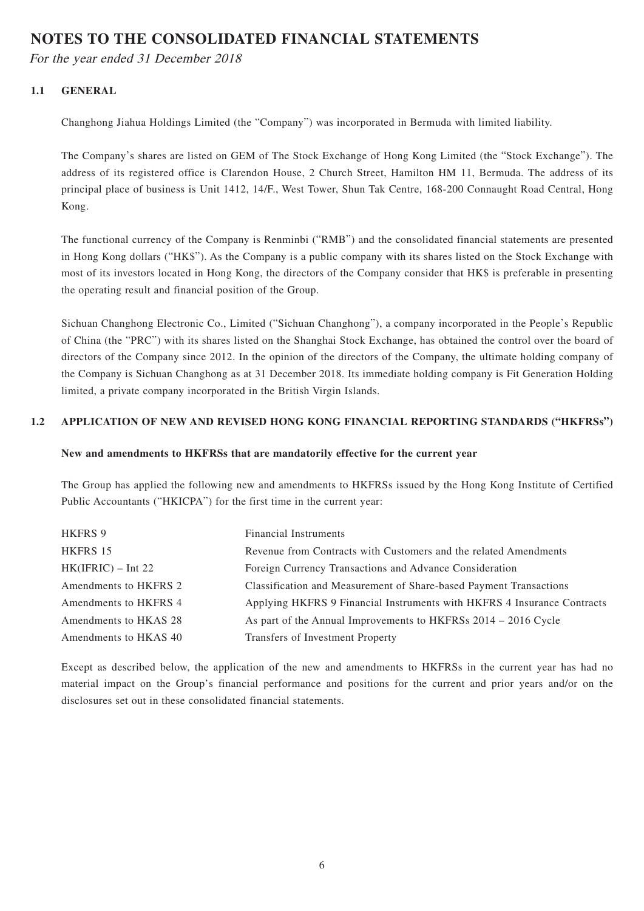# NOTES TO THE CONSOLIDATED FINANCIAL STATEMENTS

*For the year ended 31 December 2018*

## 1.1 GENERAL

Changhong Jiahua Holdings Limited (the "Company") was incorporated in Bermuda with limited liability.

The Company's shares are listed on GEM of The Stock Exchange of Hong Kong Limited (the "Stock Exchange"). The address of its registered office is Clarendon House, 2 Church Street, Hamilton HM 11, Bermuda. The address of its principal place of business is Unit 1412, 14/F., West Tower, Shun Tak Centre, 168-200 Connaught Road Central, Hong Kong.

The functional currency of the Company is Renminbi ("RMB") and the consolidated financial statements are presented in Hong Kong dollars ("HK$"). As the Company is a public company with its shares listed on the Stock Exchange with most of its investors located in Hong Kong, the directors of the Company consider that HK$ is preferable in presenting the operating result and financial position of the Group.

Sichuan Changhong Electronic Co., Limited ("Sichuan Changhong"), a company incorporated in the People's Republic of China (the "PRC") with its shares listed on the Shanghai Stock Exchange, has obtained the control over the board of directors of the Company since 2012. In the opinion of the directors of the Company, the ultimate holding company of the Company is Sichuan Changhong as at 31 December 2018. Its immediate holding company is Fit Generation Holding limited, a private company incorporated in the British Virgin Islands.

## 1.2 APPLICATION OF NEW AND REVISED HONG KONG FINANCIAL REPORTING STANDARDS ("HKFRSs")

**New and amendments to HKFRSs that are mandatorily effective for the current year**

The Group has applied the following new and amendments to HKFRSs issued by the Hong Kong Institute of Certified Public Accountants ("HKICPA") for the first time in the current year:

| | |
|---|---|
| HKFRS 9 | Financial Instruments |
| HKFRS 15 | Revenue from Contracts with Customers and the related Amendments |
| HK(IFRIC) – Int 22 | Foreign Currency Transactions and Advance Consideration |
| Amendments to HKFRS 2 | Classification and Measurement of Share-based Payment Transactions |
| Amendments to HKFRS 4 | Applying HKFRS 9 Financial Instruments with HKFRS 4 Insurance Contracts |
| Amendments to HKAS 28 | As part of the Annual Improvements to HKFRSs 2014 – 2016 Cycle |
| Amendments to HKAS 40 | Transfers of Investment Property |

Except as described below, the application of the new and amendments to HKFRSs in the current year has had no material impact on the Group's financial performance and positions for the current and prior years and/or on the disclosures set out in these consolidated financial statements.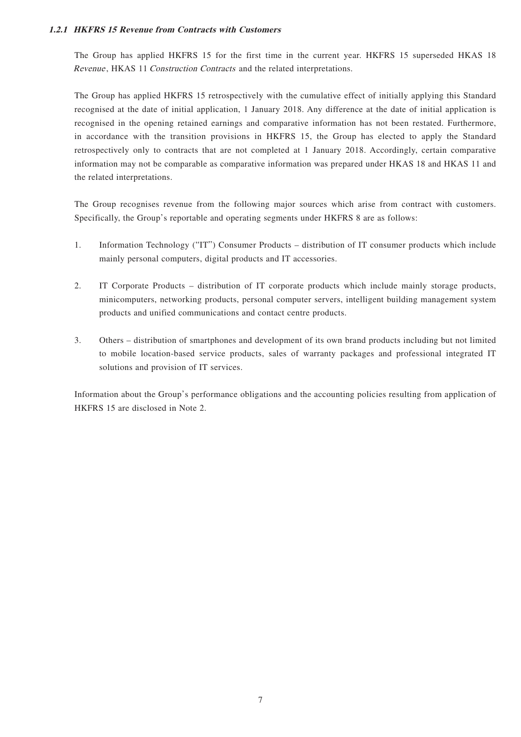#### *1.2.1 HKFRS 15 Revenue from Contracts with Customers*

The Group has applied HKFRS 15 for the first time in the current year. HKFRS 15 superseded HKAS 18 *Revenue*, HKAS 11 *Construction Contracts* and the related interpretations.

The Group has applied HKFRS 15 retrospectively with the cumulative effect of initially applying this Standard recognised at the date of initial application, 1 January 2018. Any difference at the date of initial application is recognised in the opening retained earnings and comparative information has not been restated. Furthermore, in accordance with the transition provisions in HKFRS 15, the Group has elected to apply the Standard retrospectively only to contracts that are not completed at 1 January 2018. Accordingly, certain comparative information may not be comparable as comparative information was prepared under HKAS 18 and HKAS 11 and the related interpretations.

The Group recognises revenue from the following major sources which arise from contract with customers. Specifically, the Group's reportable and operating segments under HKFRS 8 are as follows:

1. Information Technology ("IT") Consumer Products – distribution of IT consumer products which include mainly personal computers, digital products and IT accessories.

2. IT Corporate Products – distribution of IT corporate products which include mainly storage products, minicomputers, networking products, personal computer servers, intelligent building management system products and unified communications and contact centre products.

3. Others – distribution of smartphones and development of its own brand products including but not limited to mobile location-based service products, sales of warranty packages and professional integrated IT solutions and provision of IT services.

Information about the Group's performance obligations and the accounting policies resulting from application of HKFRS 15 are disclosed in Note 2.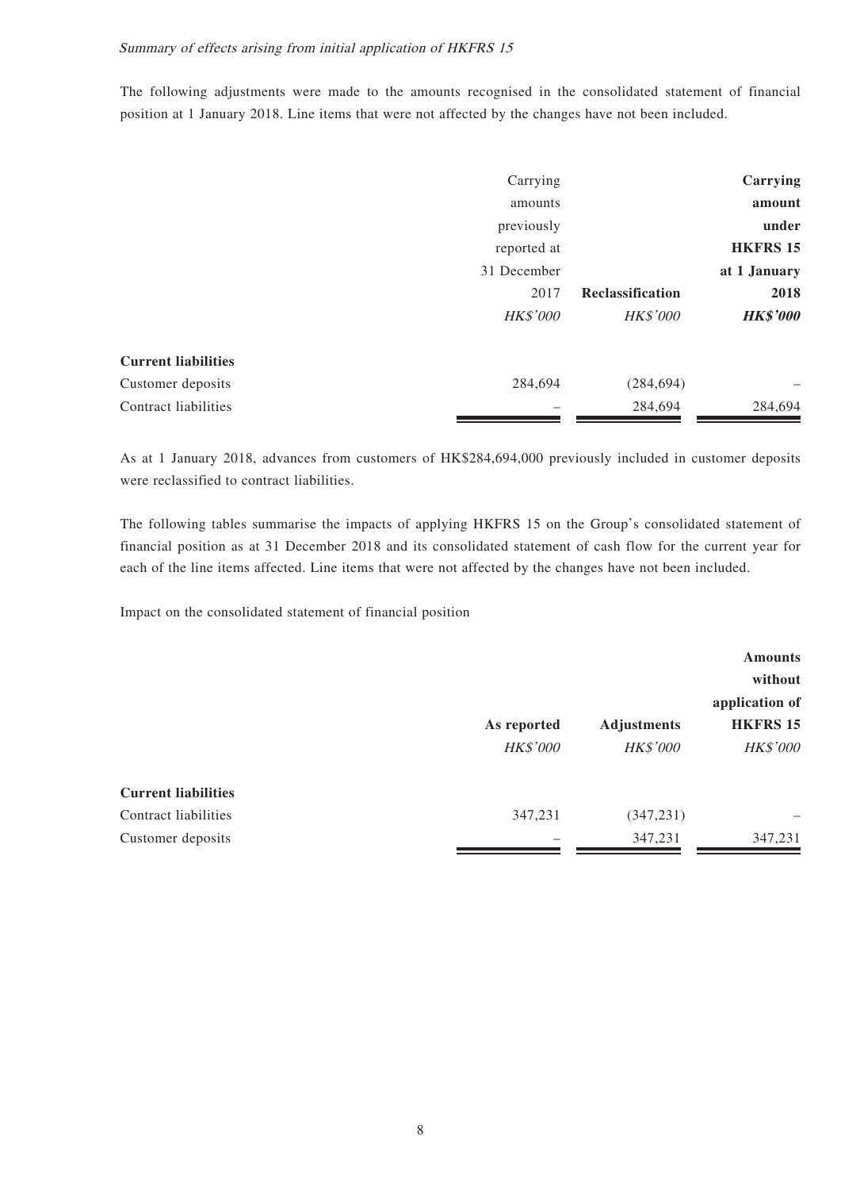*Summary of effects arising from initial application of HKFRS 15*

The following adjustments were made to the amounts recognised in the consolidated statement of financial position at 1 January 2018. Line items that were not affected by the changes have not been included.

| | Carrying amounts previously reported at 31 December 2017 | **Reclassification** | **Carrying amount under HKFRS 15 at 1 January 2018** |
|---|---|---|---|
| | *HK$'000* | *HK$'000* | ***HK$'000*** |
| **Current liabilities** | | | |
| Customer deposits | 284,694 | (284,694) | – |
| Contract liabilities | – | 284,694 | 284,694 |

As at 1 January 2018, advances from customers of HK$284,694,000 previously included in customer deposits were reclassified to contract liabilities.

The following tables summarise the impacts of applying HKFRS 15 on the Group's consolidated statement of financial position as at 31 December 2018 and its consolidated statement of cash flow for the current year for each of the line items affected. Line items that were not affected by the changes have not been included.

Impact on the consolidated statement of financial position

| | **As reported** | **Adjustments** | **Amounts without application of HKFRS 15** |
|---|---|---|---|
| | *HK$'000* | *HK$'000* | *HK$'000* |
| **Current liabilities** | | | |
| Contract liabilities | 347,231 | (347,231) | – |
| Customer deposits | – | 347,231 | 347,231 |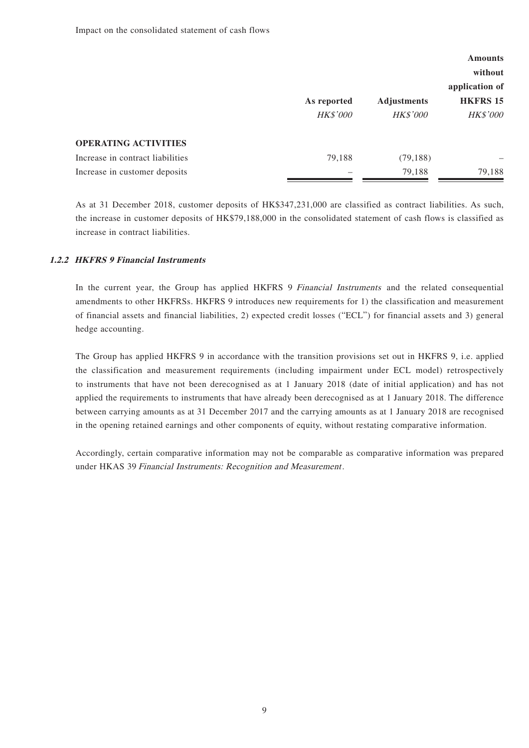Impact on the consolidated statement of cash flows

| | As reported | Adjustments | Amounts without application of HKFRS 15 |
|---|---|---|---|
| | *HK$'000* | *HK$'000* | *HK$'000* |
| **OPERATING ACTIVITIES** | | | |
| Increase in contract liabilities | 79,188 | (79,188) | – |
| Increase in customer deposits | – | 79,188 | 79,188 |

As at 31 December 2018, customer deposits of HK$347,231,000 are classified as contract liabilities. As such, the increase in customer deposits of HK$79,188,000 in the consolidated statement of cash flows is classified as increase in contract liabilities.

#### *1.2.2 HKFRS 9 Financial Instruments*

In the current year, the Group has applied HKFRS 9 *Financial Instruments* and the related consequential amendments to other HKFRSs. HKFRS 9 introduces new requirements for 1) the classification and measurement of financial assets and financial liabilities, 2) expected credit losses ("ECL") for financial assets and 3) general hedge accounting.

The Group has applied HKFRS 9 in accordance with the transition provisions set out in HKFRS 9, i.e. applied the classification and measurement requirements (including impairment under ECL model) retrospectively to instruments that have not been derecognised as at 1 January 2018 (date of initial application) and has not applied the requirements to instruments that have already been derecognised as at 1 January 2018. The difference between carrying amounts as at 31 December 2017 and the carrying amounts as at 1 January 2018 are recognised in the opening retained earnings and other components of equity, without restating comparative information.

Accordingly, certain comparative information may not be comparable as comparative information was prepared under HKAS 39 *Financial Instruments: Recognition and Measurement*.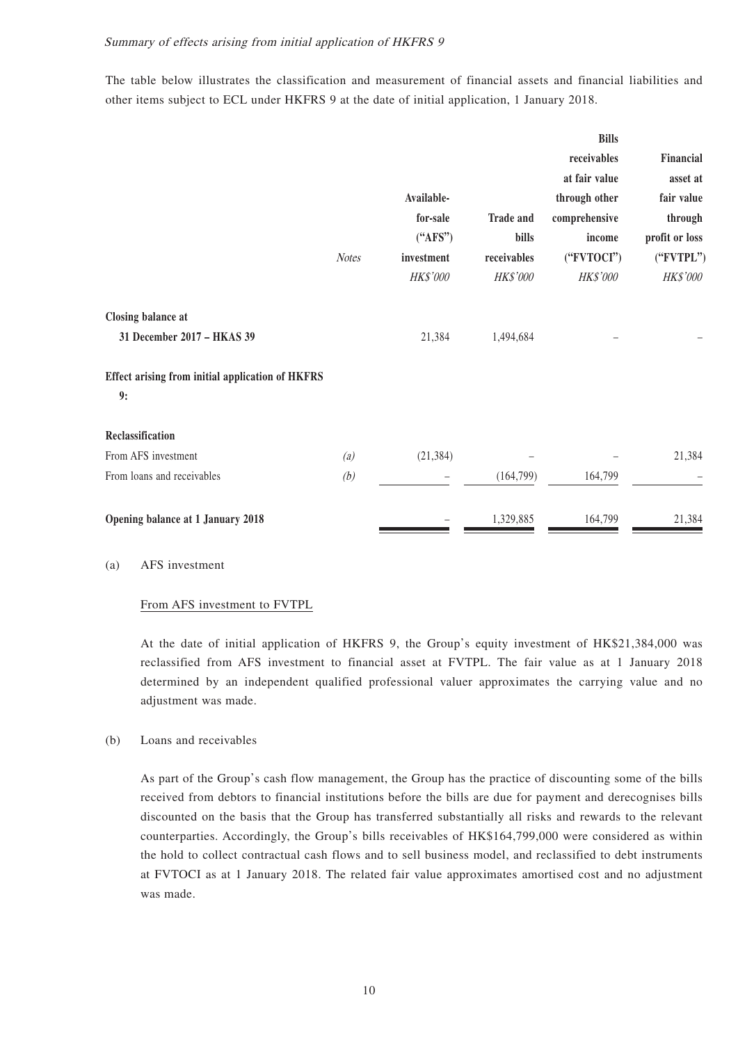*Summary of effects arising from initial application of HKFRS 9*

The table below illustrates the classification and measurement of financial assets and financial liabilities and other items subject to ECL under HKFRS 9 at the date of initial application, 1 January 2018.

| | *Notes* | Available-for-sale ("AFS") investment *HK$'000* | Trade and bills receivables *HK$'000* | Bills receivables at fair value through other comprehensive income ("FVTOCI") *HK$'000* | Financial asset at fair value through profit or loss ("FVTPL") *HK$'000* |
|---|---|---|---|---|---|
| **Closing balance at 31 December 2017 – HKAS 39** | | 21,384 | 1,494,684 | – | – |
| **Effect arising from initial application of HKFRS 9:** | | | | | |
| **Reclassification** | | | | | |
| From AFS investment | *(a)* | (21,384) | – | – | 21,384 |
| From loans and receivables | *(b)* | – | (164,799) | 164,799 | – |
| **Opening balance at 1 January 2018** | | – | 1,329,885 | 164,799 | 21,384 |

(a) AFS investment

From AFS investment to FVTPL

At the date of initial application of HKFRS 9, the Group's equity investment of HK$21,384,000 was reclassified from AFS investment to financial asset at FVTPL. The fair value as at 1 January 2018 determined by an independent qualified professional valuer approximates the carrying value and no adjustment was made.

(b) Loans and receivables

As part of the Group's cash flow management, the Group has the practice of discounting some of the bills received from debtors to financial institutions before the bills are due for payment and derecognises bills discounted on the basis that the Group has transferred substantially all risks and rewards to the relevant counterparties. Accordingly, the Group's bills receivables of HK$164,799,000 were considered as within the hold to collect contractual cash flows and to sell business model, and reclassified to debt instruments at FVTOCI as at 1 January 2018. The related fair value approximates amortised cost and no adjustment was made.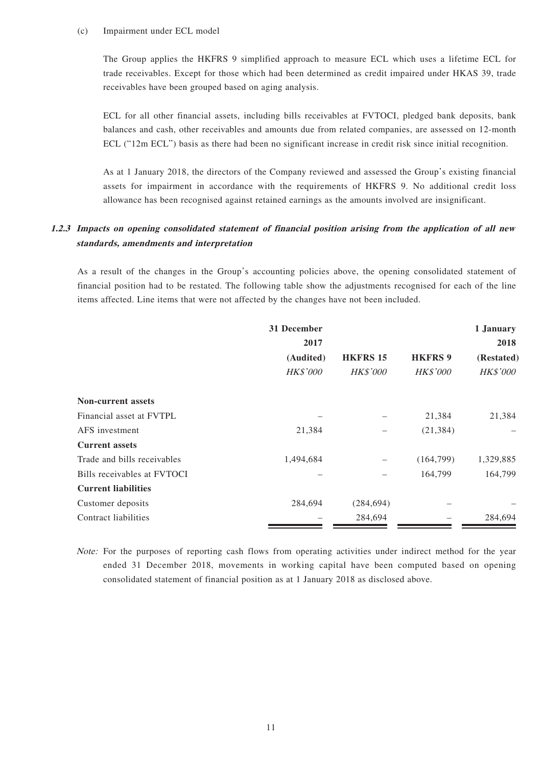(c) Impairment under ECL model

The Group applies the HKFRS 9 simplified approach to measure ECL which uses a lifetime ECL for trade receivables. Except for those which had been determined as credit impaired under HKAS 39, trade receivables have been grouped based on aging analysis.

ECL for all other financial assets, including bills receivables at FVTOCI, pledged bank deposits, bank balances and cash, other receivables and amounts due from related companies, are assessed on 12-month ECL ("12m ECL") basis as there had been no significant increase in credit risk since initial recognition.

As at 1 January 2018, the directors of the Company reviewed and assessed the Group's existing financial assets for impairment in accordance with the requirements of HKFRS 9. No additional credit loss allowance has been recognised against retained earnings as the amounts involved are insignificant.

### 1.2.3 *Impacts on opening consolidated statement of financial position arising from the application of all new standards, amendments and interpretation*

As a result of the changes in the Group's accounting policies above, the opening consolidated statement of financial position had to be restated. The following table show the adjustments recognised for each of the line items affected. Line items that were not affected by the changes have not been included.

| | 31 December 2017 (Audited) *HK$'000* | HKFRS 15 *HK$'000* | HKFRS 9 *HK$'000* | 1 January 2018 (Restated) *HK$'000* |
|---|---|---|---|---|
| **Non-current assets** | | | | |
| Financial asset at FVTPL | – | – | 21,384 | 21,384 |
| AFS investment | 21,384 | – | (21,384) | – |
| **Current assets** | | | | |
| Trade and bills receivables | 1,494,684 | – | (164,799) | 1,329,885 |
| Bills receivables at FVTOCI | – | – | 164,799 | 164,799 |
| **Current liabilities** | | | | |
| Customer deposits | 284,694 | (284,694) | – | – |
| Contract liabilities | – | 284,694 | – | 284,694 |

*Note:* For the purposes of reporting cash flows from operating activities under indirect method for the year ended 31 December 2018, movements in working capital have been computed based on opening consolidated statement of financial position as at 1 January 2018 as disclosed above.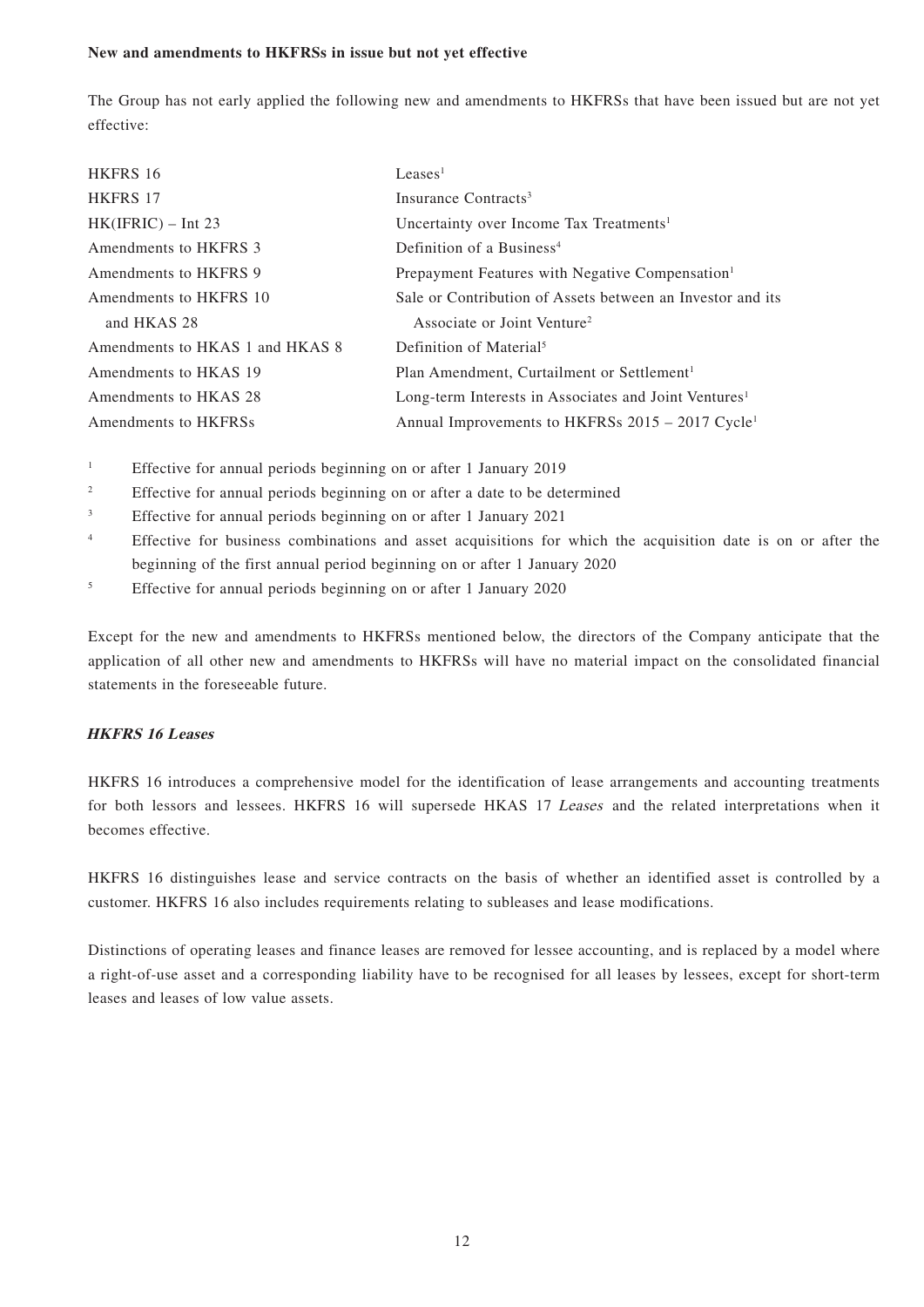**New and amendments to HKFRSs in issue but not yet effective**

The Group has not early applied the following new and amendments to HKFRSs that have been issued but are not yet effective:

| | |
|---|---|
| HKFRS 16 | Leases[1] |
| HKFRS 17 | Insurance Contracts[3] |
| HK(IFRIC) – Int 23 | Uncertainty over Income Tax Treatments[1] |
| Amendments to HKFRS 3 | Definition of a Business[4] |
| Amendments to HKFRS 9 | Prepayment Features with Negative Compensation[1] |
| Amendments to HKFRS 10 and HKAS 28 | Sale or Contribution of Assets between an Investor and its Associate or Joint Venture[2] |
| Amendments to HKAS 1 and HKAS 8 | Definition of Material[5] |
| Amendments to HKAS 19 | Plan Amendment, Curtailment or Settlement[1] |
| Amendments to HKAS 28 | Long-term Interests in Associates and Joint Ventures[1] |
| Amendments to HKFRSs | Annual Improvements to HKFRSs 2015 – 2017 Cycle[1] |

[1] Effective for annual periods beginning on or after 1 January 2019

[2] Effective for annual periods beginning on or after a date to be determined

[3] Effective for annual periods beginning on or after 1 January 2021

[4] Effective for business combinations and asset acquisitions for which the acquisition date is on or after the beginning of the first annual period beginning on or after 1 January 2020

[5] Effective for annual periods beginning on or after 1 January 2020

Except for the new and amendments to HKFRSs mentioned below, the directors of the Company anticipate that the application of all other new and amendments to HKFRSs will have no material impact on the consolidated financial statements in the foreseeable future.

***HKFRS 16 Leases***

HKFRS 16 introduces a comprehensive model for the identification of lease arrangements and accounting treatments for both lessors and lessees. HKFRS 16 will supersede HKAS 17 *Leases* and the related interpretations when it becomes effective.

HKFRS 16 distinguishes lease and service contracts on the basis of whether an identified asset is controlled by a customer. HKFRS 16 also includes requirements relating to subleases and lease modifications.

Distinctions of operating leases and finance leases are removed for lessee accounting, and is replaced by a model where a right-of-use asset and a corresponding liability have to be recognised for all leases by lessees, except for short-term leases and leases of low value assets.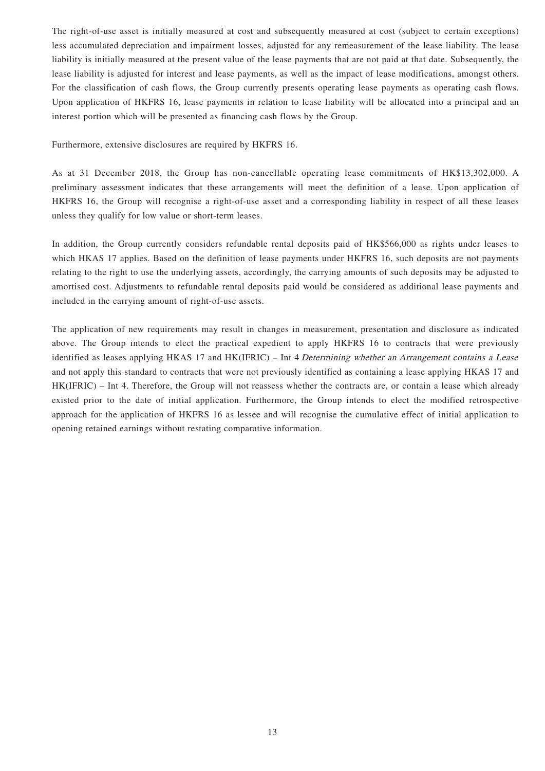The right-of-use asset is initially measured at cost and subsequently measured at cost (subject to certain exceptions) less accumulated depreciation and impairment losses, adjusted for any remeasurement of the lease liability. The lease liability is initially measured at the present value of the lease payments that are not paid at that date. Subsequently, the lease liability is adjusted for interest and lease payments, as well as the impact of lease modifications, amongst others. For the classification of cash flows, the Group currently presents operating lease payments as operating cash flows. Upon application of HKFRS 16, lease payments in relation to lease liability will be allocated into a principal and an interest portion which will be presented as financing cash flows by the Group.

Furthermore, extensive disclosures are required by HKFRS 16.

As at 31 December 2018, the Group has non-cancellable operating lease commitments of HK$13,302,000. A preliminary assessment indicates that these arrangements will meet the definition of a lease. Upon application of HKFRS 16, the Group will recognise a right-of-use asset and a corresponding liability in respect of all these leases unless they qualify for low value or short-term leases.

In addition, the Group currently considers refundable rental deposits paid of HK$566,000 as rights under leases to which HKAS 17 applies. Based on the definition of lease payments under HKFRS 16, such deposits are not payments relating to the right to use the underlying assets, accordingly, the carrying amounts of such deposits may be adjusted to amortised cost. Adjustments to refundable rental deposits paid would be considered as additional lease payments and included in the carrying amount of right-of-use assets.

The application of new requirements may result in changes in measurement, presentation and disclosure as indicated above. The Group intends to elect the practical expedient to apply HKFRS 16 to contracts that were previously identified as leases applying HKAS 17 and HK(IFRIC) – Int 4 *Determining whether an Arrangement contains a Lease* and not apply this standard to contracts that were not previously identified as containing a lease applying HKAS 17 and HK(IFRIC) – Int 4. Therefore, the Group will not reassess whether the contracts are, or contain a lease which already existed prior to the date of initial application. Furthermore, the Group intends to elect the modified retrospective approach for the application of HKFRS 16 as lessee and will recognise the cumulative effect of initial application to opening retained earnings without restating comparative information.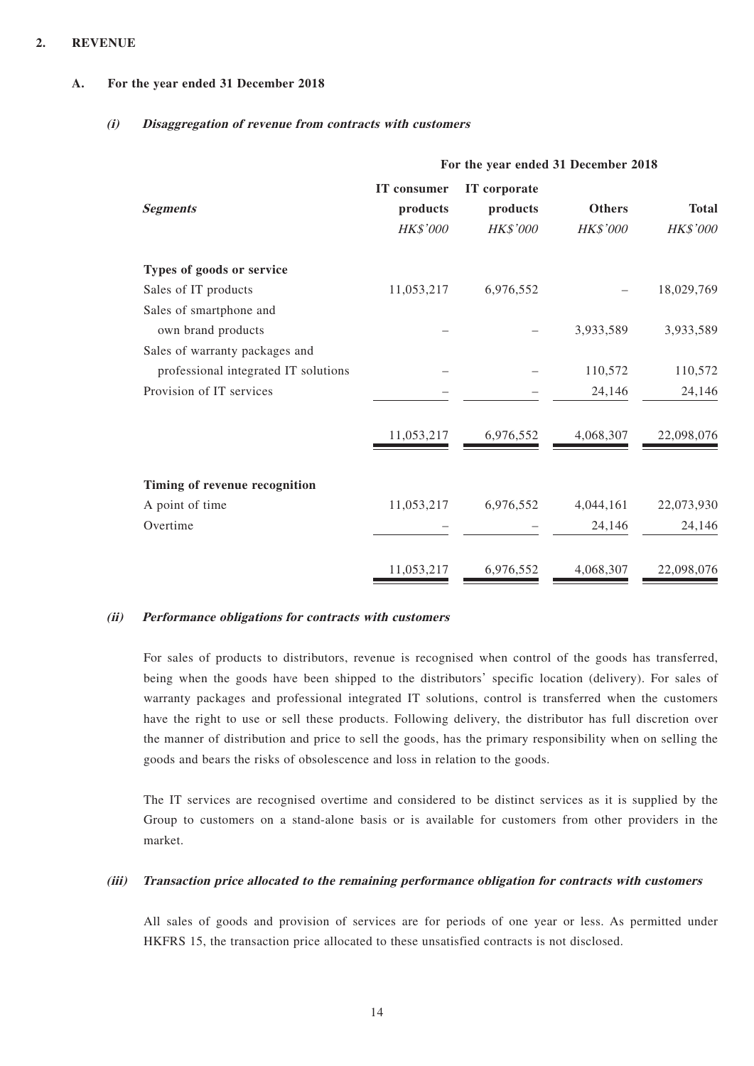## 2. REVENUE

### A. For the year ended 31 December 2018

#### *(i) Disaggregation of revenue from contracts with customers*

| | For the year ended 31 December 2018 | | | |
|---|---|---|---|---|
| ***Segments*** | **IT consumer products** | **IT corporate products** | **Others** | **Total** |
| | *HK$'000* | *HK$'000* | *HK$'000* | *HK$'000* |
| **Types of goods or service** | | | | |
| Sales of IT products | 11,053,217 | 6,976,552 | – | 18,029,769 |
| Sales of smartphone and own brand products | – | – | 3,933,589 | 3,933,589 |
| Sales of warranty packages and professional integrated IT solutions | – | – | 110,572 | 110,572 |
| Provision of IT services | – | – | 24,146 | 24,146 |
| | 11,053,217 | 6,976,552 | 4,068,307 | 22,098,076 |
| **Timing of revenue recognition** | | | | |
| A point of time | 11,053,217 | 6,976,552 | 4,044,161 | 22,073,930 |
| Overtime | – | – | 24,146 | 24,146 |
| | 11,053,217 | 6,976,552 | 4,068,307 | 22,098,076 |

#### *(ii) Performance obligations for contracts with customers*

For sales of products to distributors, revenue is recognised when control of the goods has transferred, being when the goods have been shipped to the distributors' specific location (delivery). For sales of warranty packages and professional integrated IT solutions, control is transferred when the customers have the right to use or sell these products. Following delivery, the distributor has full discretion over the manner of distribution and price to sell the goods, has the primary responsibility when on selling the goods and bears the risks of obsolescence and loss in relation to the goods.

The IT services are recognised overtime and considered to be distinct services as it is supplied by the Group to customers on a stand-alone basis or is available for customers from other providers in the market.

#### *(iii) Transaction price allocated to the remaining performance obligation for contracts with customers*

All sales of goods and provision of services are for periods of one year or less. As permitted under HKFRS 15, the transaction price allocated to these unsatisfied contracts is not disclosed.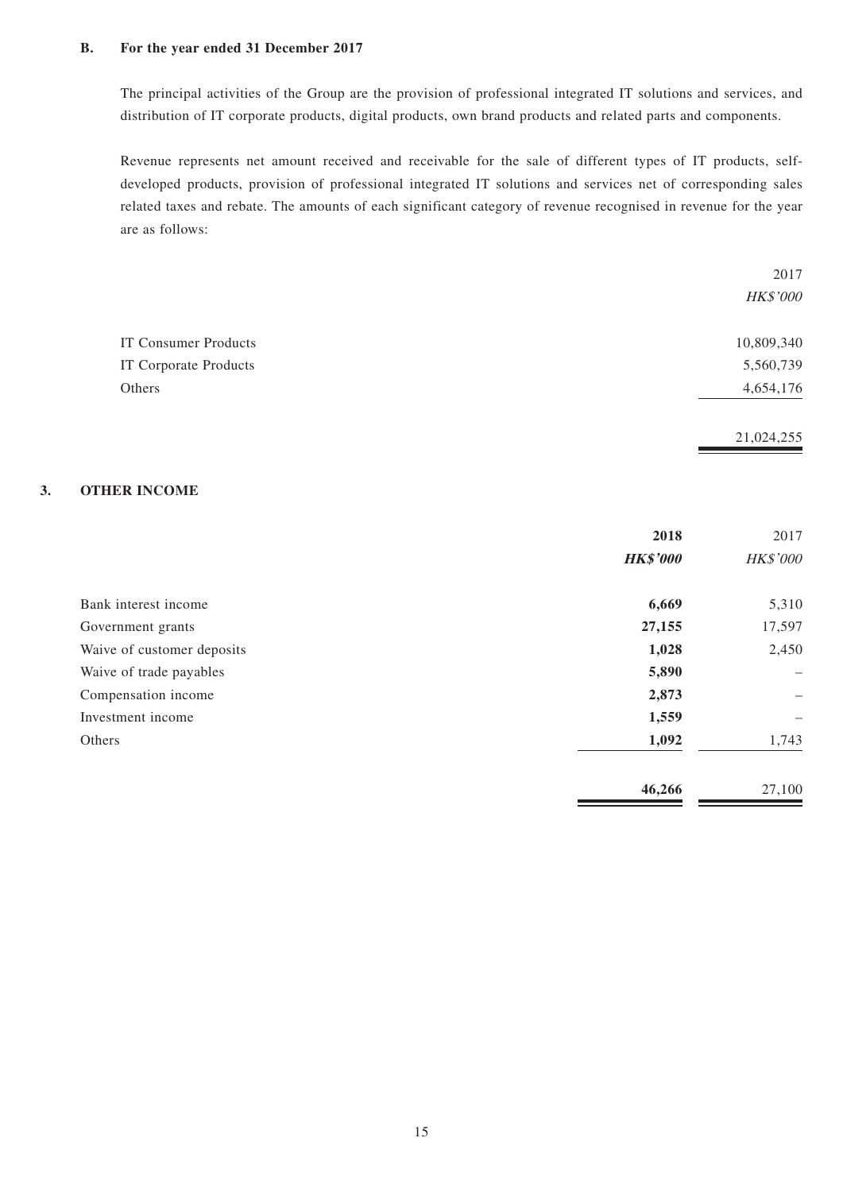**B. For the year ended 31 December 2017**

The principal activities of the Group are the provision of professional integrated IT solutions and services, and distribution of IT corporate products, digital products, own brand products and related parts and components.

Revenue represents net amount received and receivable for the sale of different types of IT products, self-developed products, provision of professional integrated IT solutions and services net of corresponding sales related taxes and rebate. The amounts of each significant category of revenue recognised in revenue for the year are as follows:

| | 2017 |
|---|---|
| | *HK$'000* |
| IT Consumer Products | 10,809,340 |
| IT Corporate Products | 5,560,739 |
| Others | 4,654,176 |
| | 21,024,255 |

## 3. OTHER INCOME

| | **2018** | 2017 |
|---|---|---|
| | ***HK$'000*** | *HK$'000* |
| Bank interest income | **6,669** | 5,310 |
| Government grants | **27,155** | 17,597 |
| Waive of customer deposits | **1,028** | 2,450 |
| Waive of trade payables | **5,890** | – |
| Compensation income | **2,873** | – |
| Investment income | **1,559** | – |
| Others | **1,092** | 1,743 |
| | **46,266** | 27,100 |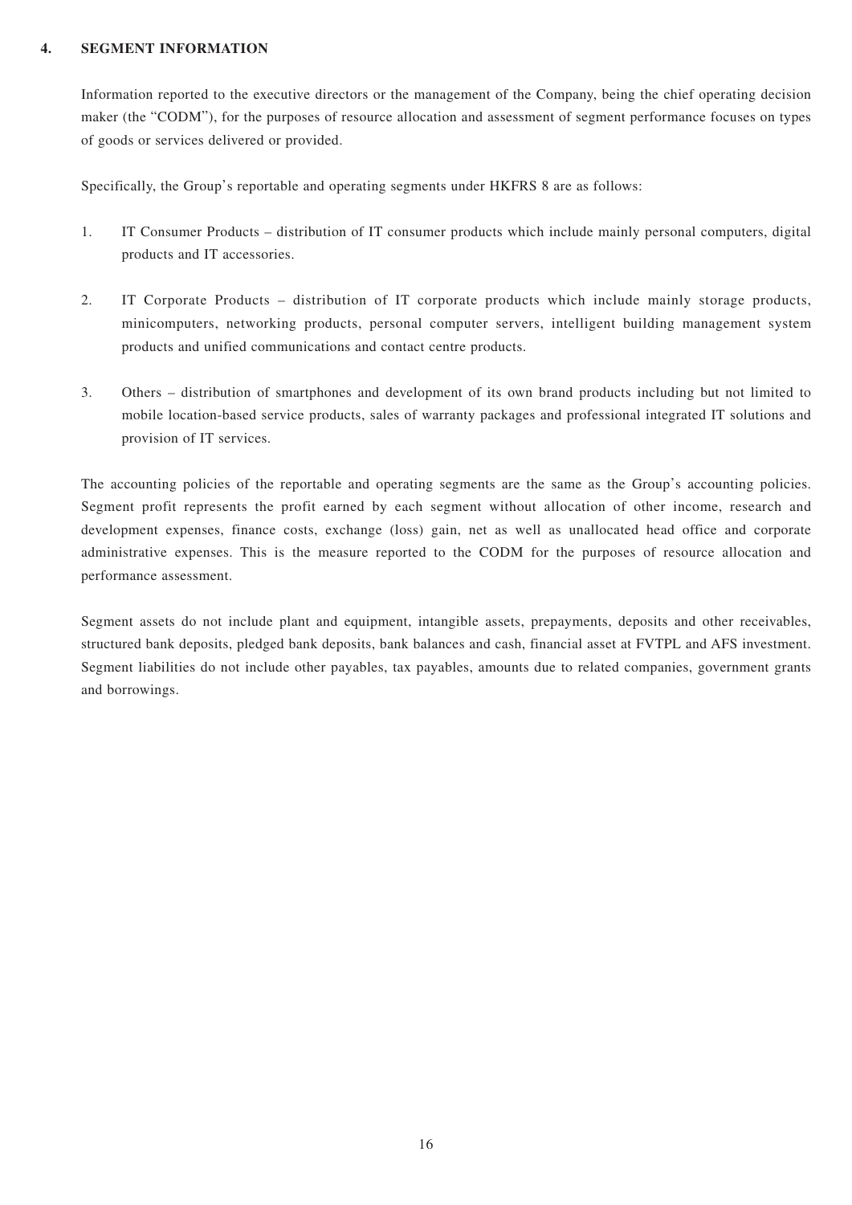## 4. SEGMENT INFORMATION

Information reported to the executive directors or the management of the Company, being the chief operating decision maker (the "CODM"), for the purposes of resource allocation and assessment of segment performance focuses on types of goods or services delivered or provided.

Specifically, the Group's reportable and operating segments under HKFRS 8 are as follows:

1. IT Consumer Products – distribution of IT consumer products which include mainly personal computers, digital products and IT accessories.

2. IT Corporate Products – distribution of IT corporate products which include mainly storage products, minicomputers, networking products, personal computer servers, intelligent building management system products and unified communications and contact centre products.

3. Others – distribution of smartphones and development of its own brand products including but not limited to mobile location-based service products, sales of warranty packages and professional integrated IT solutions and provision of IT services.

The accounting policies of the reportable and operating segments are the same as the Group's accounting policies. Segment profit represents the profit earned by each segment without allocation of other income, research and development expenses, finance costs, exchange (loss) gain, net as well as unallocated head office and corporate administrative expenses. This is the measure reported to the CODM for the purposes of resource allocation and performance assessment.

Segment assets do not include plant and equipment, intangible assets, prepayments, deposits and other receivables, structured bank deposits, pledged bank deposits, bank balances and cash, financial asset at FVTPL and AFS investment. Segment liabilities do not include other payables, tax payables, amounts due to related companies, government grants and borrowings.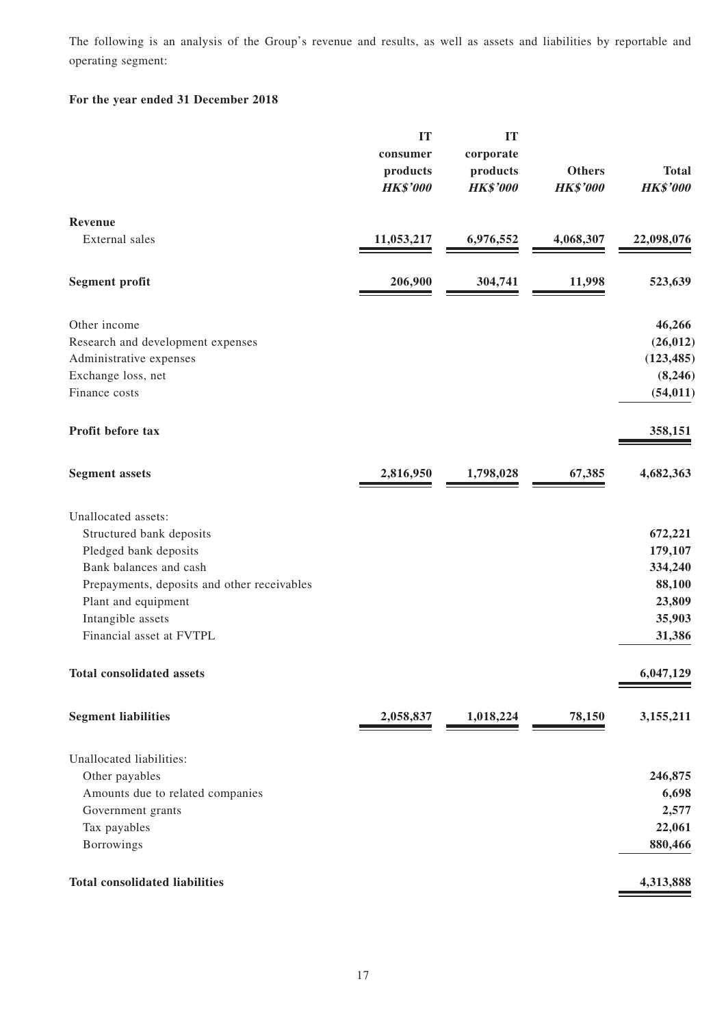The following is an analysis of the Group's revenue and results, as well as assets and liabilities by reportable and operating segment:

**For the year ended 31 December 2018**

| | IT consumer products *HK$'000* | IT corporate products *HK$'000* | Others *HK$'000* | Total *HK$'000* |
|---|---|---|---|---|
| **Revenue** | | | | |
| External sales | 11,053,217 | 6,976,552 | 4,068,307 | 22,098,076 |
| **Segment profit** | 206,900 | 304,741 | 11,998 | 523,639 |
| Other income | | | | 46,266 |
| Research and development expenses | | | | (26,012) |
| Administrative expenses | | | | (123,485) |
| Exchange loss, net | | | | (8,246) |
| Finance costs | | | | (54,011) |
| **Profit before tax** | | | | 358,151 |
| **Segment assets** | 2,816,950 | 1,798,028 | 67,385 | 4,682,363 |
| Unallocated assets: | | | | |
| Structured bank deposits | | | | 672,221 |
| Pledged bank deposits | | | | 179,107 |
| Bank balances and cash | | | | 334,240 |
| Prepayments, deposits and other receivables | | | | 88,100 |
| Plant and equipment | | | | 23,809 |
| Intangible assets | | | | 35,903 |
| Financial asset at FVTPL | | | | 31,386 |
| **Total consolidated assets** | | | | 6,047,129 |
| **Segment liabilities** | 2,058,837 | 1,018,224 | 78,150 | 3,155,211 |
| Unallocated liabilities: | | | | |
| Other payables | | | | 246,875 |
| Amounts due to related companies | | | | 6,698 |
| Government grants | | | | 2,577 |
| Tax payables | | | | 22,061 |
| Borrowings | | | | 880,466 |
| **Total consolidated liabilities** | | | | 4,313,888 |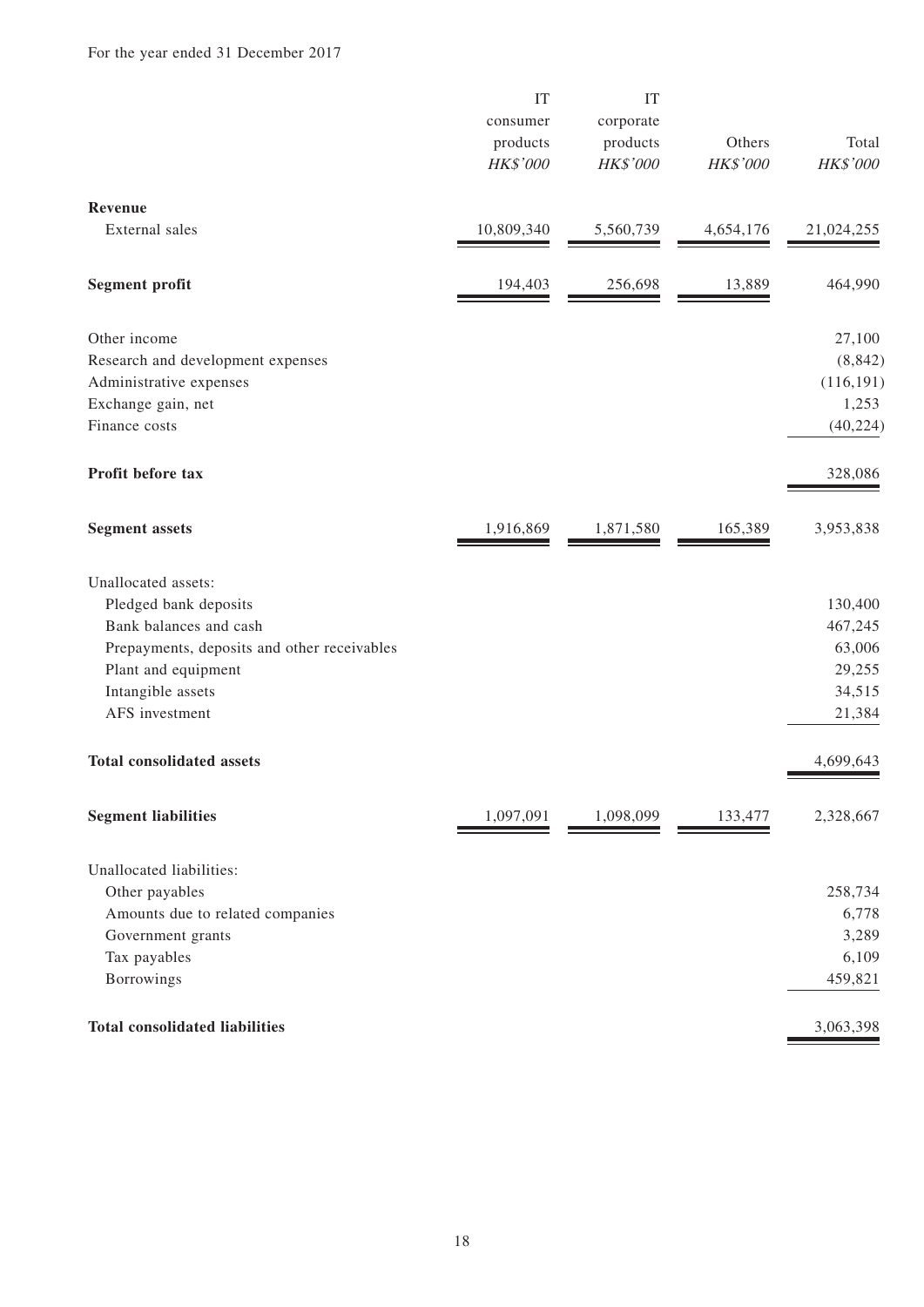For the year ended 31 December 2017

| | IT consumer products HK$'000 | IT corporate products HK$'000 | Others HK$'000 | Total HK$'000 |
|---|---|---|---|---|
| **Revenue** | | | | |
| External sales | 10,809,340 | 5,560,739 | 4,654,176 | 21,024,255 |
| **Segment profit** | 194,403 | 256,698 | 13,889 | 464,990 |
| Other income | | | | 27,100 |
| Research and development expenses | | | | (8,842) |
| Administrative expenses | | | | (116,191) |
| Exchange gain, net | | | | 1,253 |
| Finance costs | | | | (40,224) |
| **Profit before tax** | | | | 328,086 |
| **Segment assets** | 1,916,869 | 1,871,580 | 165,389 | 3,953,838 |
| Unallocated assets: | | | | |
| Pledged bank deposits | | | | 130,400 |
| Bank balances and cash | | | | 467,245 |
| Prepayments, deposits and other receivables | | | | 63,006 |
| Plant and equipment | | | | 29,255 |
| Intangible assets | | | | 34,515 |
| AFS investment | | | | 21,384 |
| **Total consolidated assets** | | | | 4,699,643 |
| **Segment liabilities** | 1,097,091 | 1,098,099 | 133,477 | 2,328,667 |
| Unallocated liabilities: | | | | |
| Other payables | | | | 258,734 |
| Amounts due to related companies | | | | 6,778 |
| Government grants | | | | 3,289 |
| Tax payables | | | | 6,109 |
| Borrowings | | | | 459,821 |
| **Total consolidated liabilities** | | | | 3,063,398 |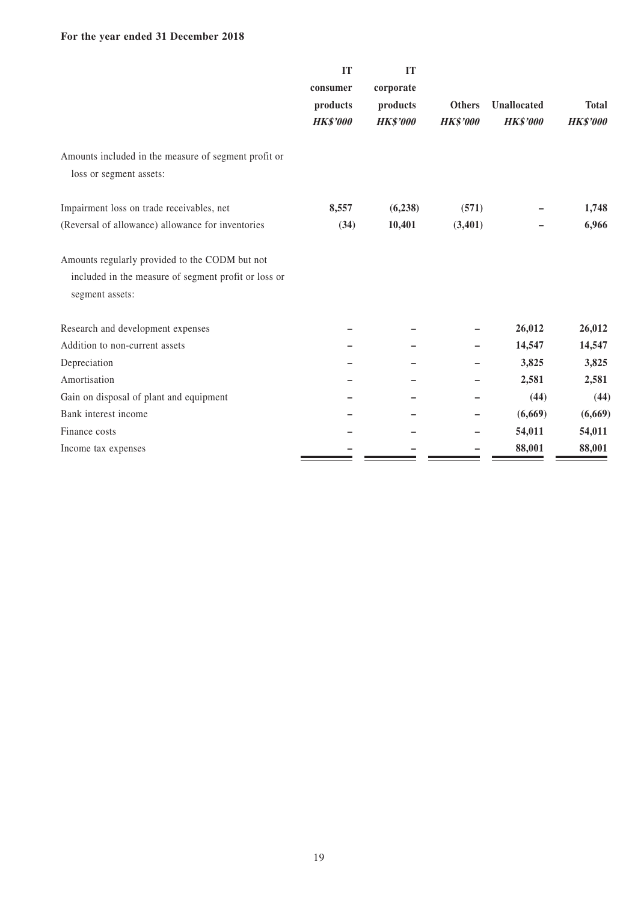**For the year ended 31 December 2018**

| | IT consumer products *HK$'000* | IT corporate products *HK$'000* | Others *HK$'000* | Unallocated *HK$'000* | Total *HK$'000* |
|---|---|---|---|---|---|
| Amounts included in the measure of segment profit or loss or segment assets: | | | | | |
| Impairment loss on trade receivables, net | **8,557** | **(6,238)** | **(571)** | **–** | **1,748** |
| (Reversal of allowance) allowance for inventories | **(34)** | **10,401** | **(3,401)** | **–** | **6,966** |
| Amounts regularly provided to the CODM but not included in the measure of segment profit or loss or segment assets: | | | | | |
| Research and development expenses | **–** | **–** | **–** | **26,012** | **26,012** |
| Addition to non-current assets | **–** | **–** | **–** | **14,547** | **14,547** |
| Depreciation | **–** | **–** | **–** | **3,825** | **3,825** |
| Amortisation | **–** | **–** | **–** | **2,581** | **2,581** |
| Gain on disposal of plant and equipment | **–** | **–** | **–** | **(44)** | **(44)** |
| Bank interest income | **–** | **–** | **–** | **(6,669)** | **(6,669)** |
| Finance costs | **–** | **–** | **–** | **54,011** | **54,011** |
| Income tax expenses | **–** | **–** | **–** | **88,001** | **88,001** |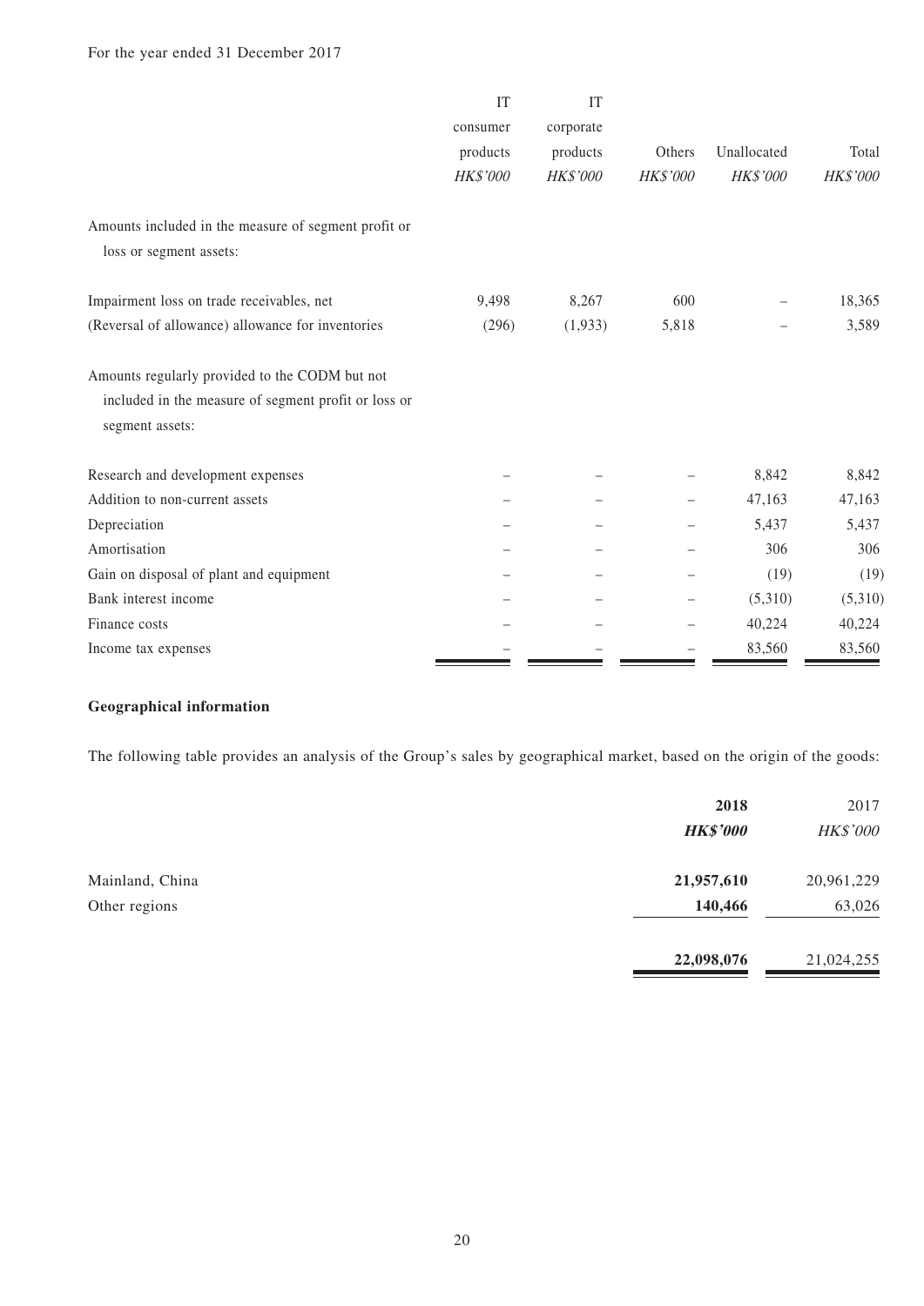For the year ended 31 December 2017

| | IT consumer products *HK$'000* | IT corporate products *HK$'000* | Others *HK$'000* | Unallocated *HK$'000* | Total *HK$'000* |
|---|---|---|---|---|---|
| Amounts included in the measure of segment profit or loss or segment assets: | | | | | |
| Impairment loss on trade receivables, net | 9,498 | 8,267 | 600 | – | 18,365 |
| (Reversal of allowance) allowance for inventories | (296) | (1,933) | 5,818 | – | 3,589 |
| Amounts regularly provided to the CODM but not included in the measure of segment profit or loss or segment assets: | | | | | |
| Research and development expenses | – | – | – | 8,842 | 8,842 |
| Addition to non-current assets | – | – | – | 47,163 | 47,163 |
| Depreciation | – | – | – | 5,437 | 5,437 |
| Amortisation | – | – | – | 306 | 306 |
| Gain on disposal of plant and equipment | – | – | – | (19) | (19) |
| Bank interest income | – | – | – | (5,310) | (5,310) |
| Finance costs | – | – | – | 40,224 | 40,224 |
| Income tax expenses | – | – | – | 83,560 | 83,560 |

**Geographical information**

The following table provides an analysis of the Group's sales by geographical market, based on the origin of the goods:

| | **2018** ***HK$'000*** | 2017 *HK$'000* |
|---|---|---|
| Mainland, China | **21,957,610** | 20,961,229 |
| Other regions | **140,466** | 63,026 |
| | **22,098,076** | 21,024,255 |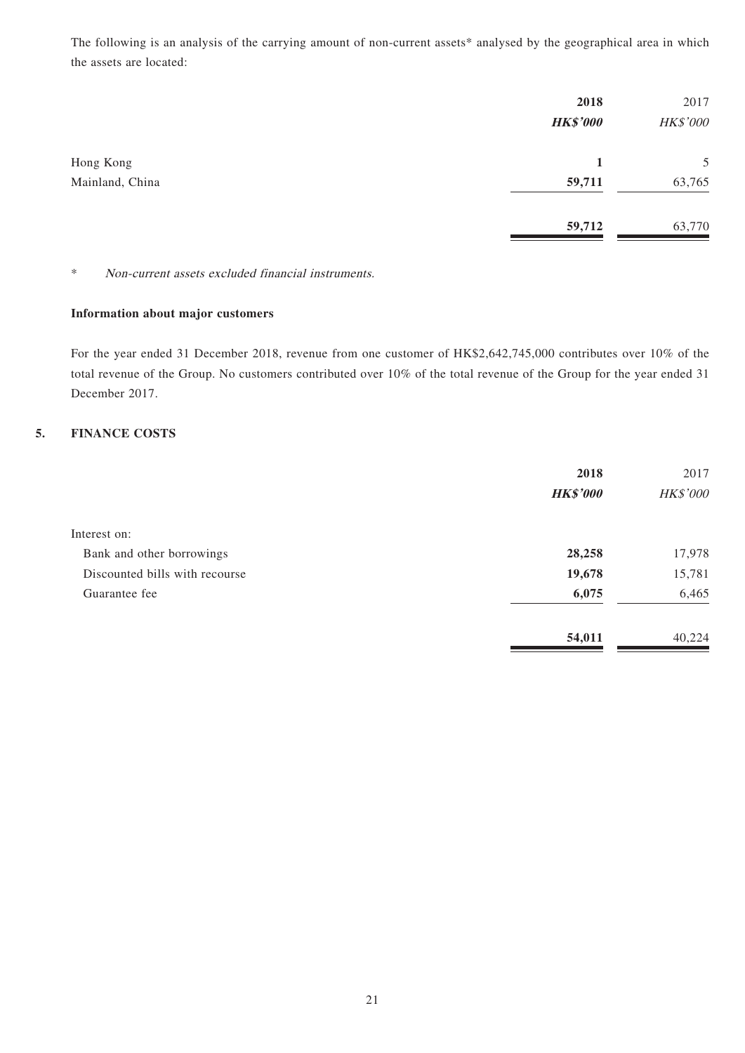The following is an analysis of the carrying amount of non-current assets* analysed by the geographical area in which the assets are located:

| | **2018** | 2017 |
|---|---|---|
| | ***HK$'000*** | *HK$'000* |
| Hong Kong | **1** | 5 |
| Mainland, China | **59,711** | 63,765 |
| | **59,712** | 63,770 |

\* *Non-current assets excluded financial instruments.*

**Information about major customers**

For the year ended 31 December 2018, revenue from one customer of HK$2,642,745,000 contributes over 10% of the total revenue of the Group. No customers contributed over 10% of the total revenue of the Group for the year ended 31 December 2017.

## 5. FINANCE COSTS

| | **2018** | 2017 |
|---|---|---|
| | ***HK$'000*** | *HK$'000* |
| Interest on: | | |
| Bank and other borrowings | **28,258** | 17,978 |
| Discounted bills with recourse | **19,678** | 15,781 |
| Guarantee fee | **6,075** | 6,465 |
| | **54,011** | 40,224 |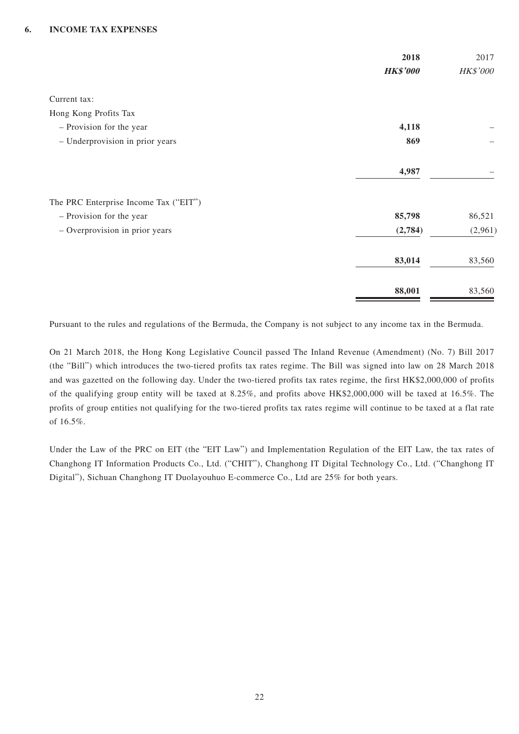## 6. INCOME TAX EXPENSES

| | 2018 | 2017 |
|---|---|---|
| | ***HK$'000*** | *HK$'000* |
| Current tax: | | |
| Hong Kong Profits Tax | | |
| – Provision for the year | **4,118** | – |
| – Underprovision in prior years | **869** | – |
| | **4,987** | – |
| The PRC Enterprise Income Tax ("EIT") | | |
| – Provision for the year | **85,798** | 86,521 |
| – Overprovision in prior years | **(2,784)** | (2,961) |
| | **83,014** | 83,560 |
| | **88,001** | 83,560 |

Pursuant to the rules and regulations of the Bermuda, the Company is not subject to any income tax in the Bermuda.

On 21 March 2018, the Hong Kong Legislative Council passed The Inland Revenue (Amendment) (No. 7) Bill 2017 (the "Bill") which introduces the two-tiered profits tax rates regime. The Bill was signed into law on 28 March 2018 and was gazetted on the following day. Under the two-tiered profits tax rates regime, the first HK$2,000,000 of profits of the qualifying group entity will be taxed at 8.25%, and profits above HK$2,000,000 will be taxed at 16.5%. The profits of group entities not qualifying for the two-tiered profits tax rates regime will continue to be taxed at a flat rate of 16.5%.

Under the Law of the PRC on EIT (the "EIT Law") and Implementation Regulation of the EIT Law, the tax rates of Changhong IT Information Products Co., Ltd. ("CHIT"), Changhong IT Digital Technology Co., Ltd. ("Changhong IT Digital"), Sichuan Changhong IT Duolayouhuo E-commerce Co., Ltd are 25% for both years.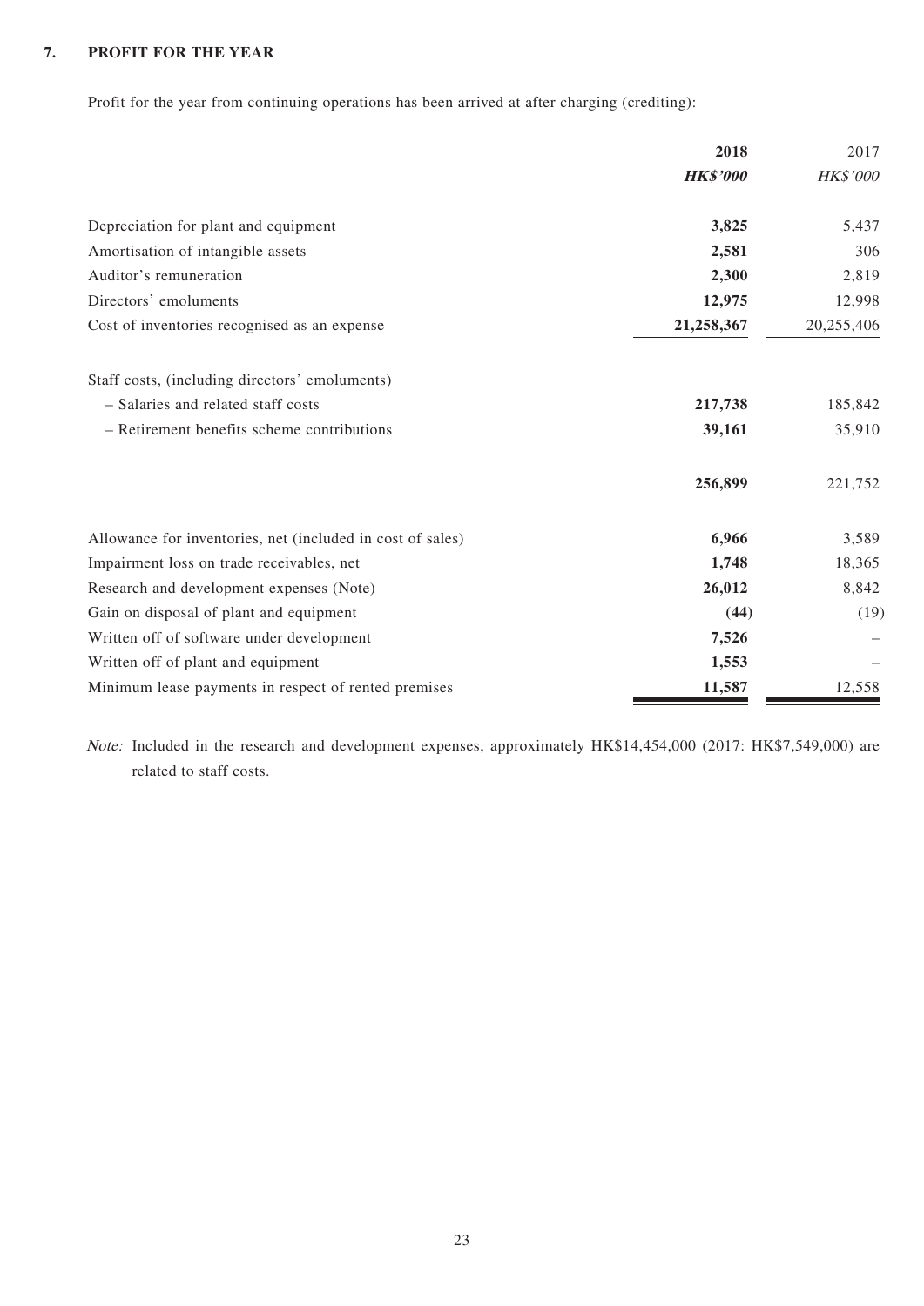## 7. PROFIT FOR THE YEAR

Profit for the year from continuing operations has been arrived at after charging (crediting):

| | **2018** | 2017 |
|---|---|---|
| | ***HK$'000*** | *HK$'000* |
| Depreciation for plant and equipment | **3,825** | 5,437 |
| Amortisation of intangible assets | **2,581** | 306 |
| Auditor's remuneration | **2,300** | 2,819 |
| Directors' emoluments | **12,975** | 12,998 |
| Cost of inventories recognised as an expense | **21,258,367** | 20,255,406 |
| Staff costs, (including directors' emoluments) | | |
| – Salaries and related staff costs | **217,738** | 185,842 |
| – Retirement benefits scheme contributions | **39,161** | 35,910 |
| | **256,899** | 221,752 |
| Allowance for inventories, net (included in cost of sales) | **6,966** | 3,589 |
| Impairment loss on trade receivables, net | **1,748** | 18,365 |
| Research and development expenses (Note) | **26,012** | 8,842 |
| Gain on disposal of plant and equipment | **(44)** | (19) |
| Written off of software under development | **7,526** | – |
| Written off of plant and equipment | **1,553** | – |
| Minimum lease payments in respect of rented premises | **11,587** | 12,558 |

*Note:* Included in the research and development expenses, approximately HK$14,454,000 (2017: HK$7,549,000) are related to staff costs.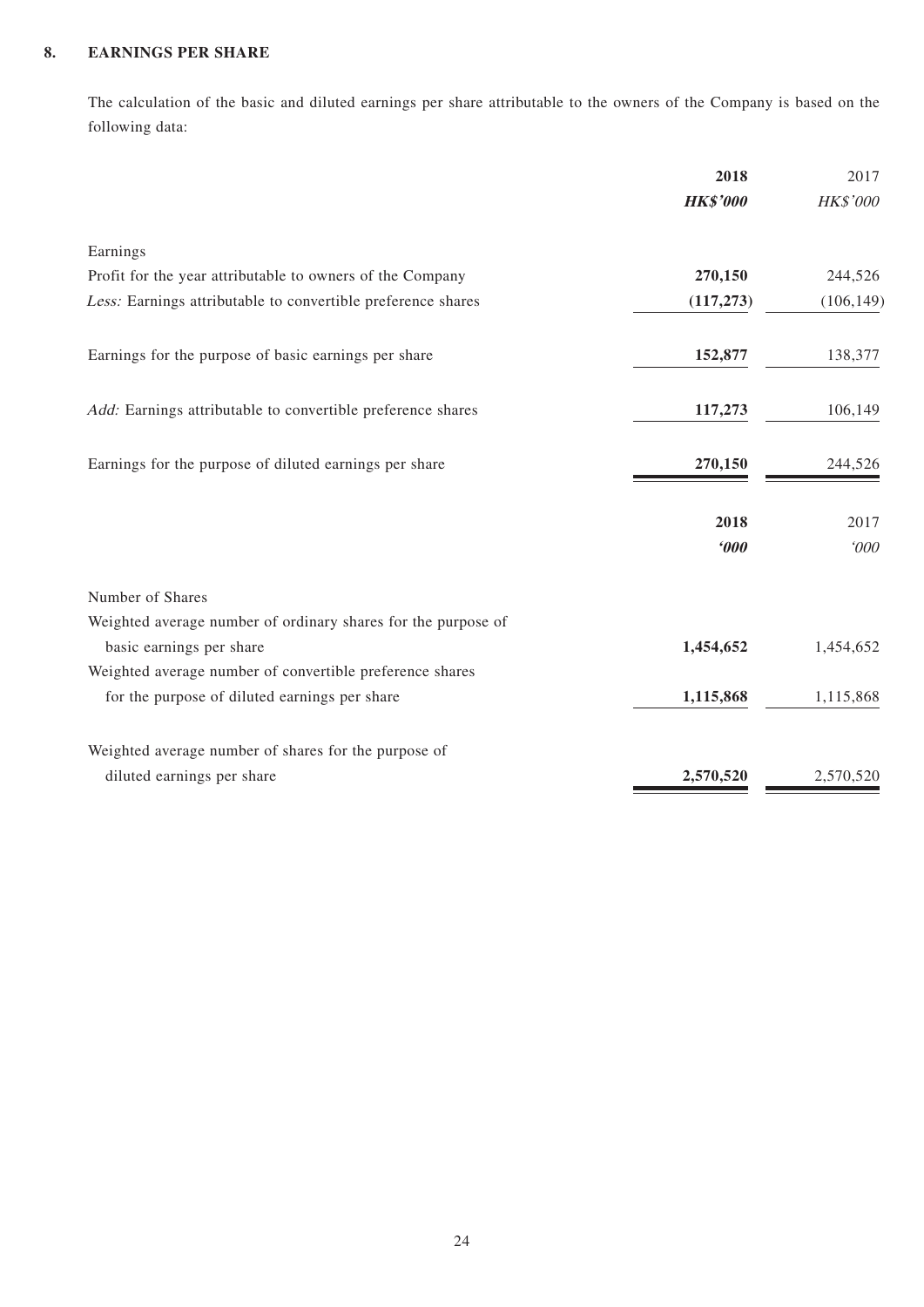## 8. EARNINGS PER SHARE

The calculation of the basic and diluted earnings per share attributable to the owners of the Company is based on the following data:

| | **2018** | 2017 |
|---|---|---|
| | ***HK$'000*** | *HK$'000* |
| Earnings | | |
| Profit for the year attributable to owners of the Company | **270,150** | 244,526 |
| *Less:* Earnings attributable to convertible preference shares | **(117,273)** | (106,149) |
| Earnings for the purpose of basic earnings per share | **152,877** | 138,377 |
| *Add:* Earnings attributable to convertible preference shares | **117,273** | 106,149 |
| Earnings for the purpose of diluted earnings per share | **270,150** | 244,526 |

| | **2018** | 2017 |
|---|---|---|
| | ***'000*** | *'000* |
| Number of Shares | | |
| Weighted average number of ordinary shares for the purpose of basic earnings per share | **1,454,652** | 1,454,652 |
| Weighted average number of convertible preference shares for the purpose of diluted earnings per share | **1,115,868** | 1,115,868 |
| Weighted average number of shares for the purpose of diluted earnings per share | **2,570,520** | 2,570,520 |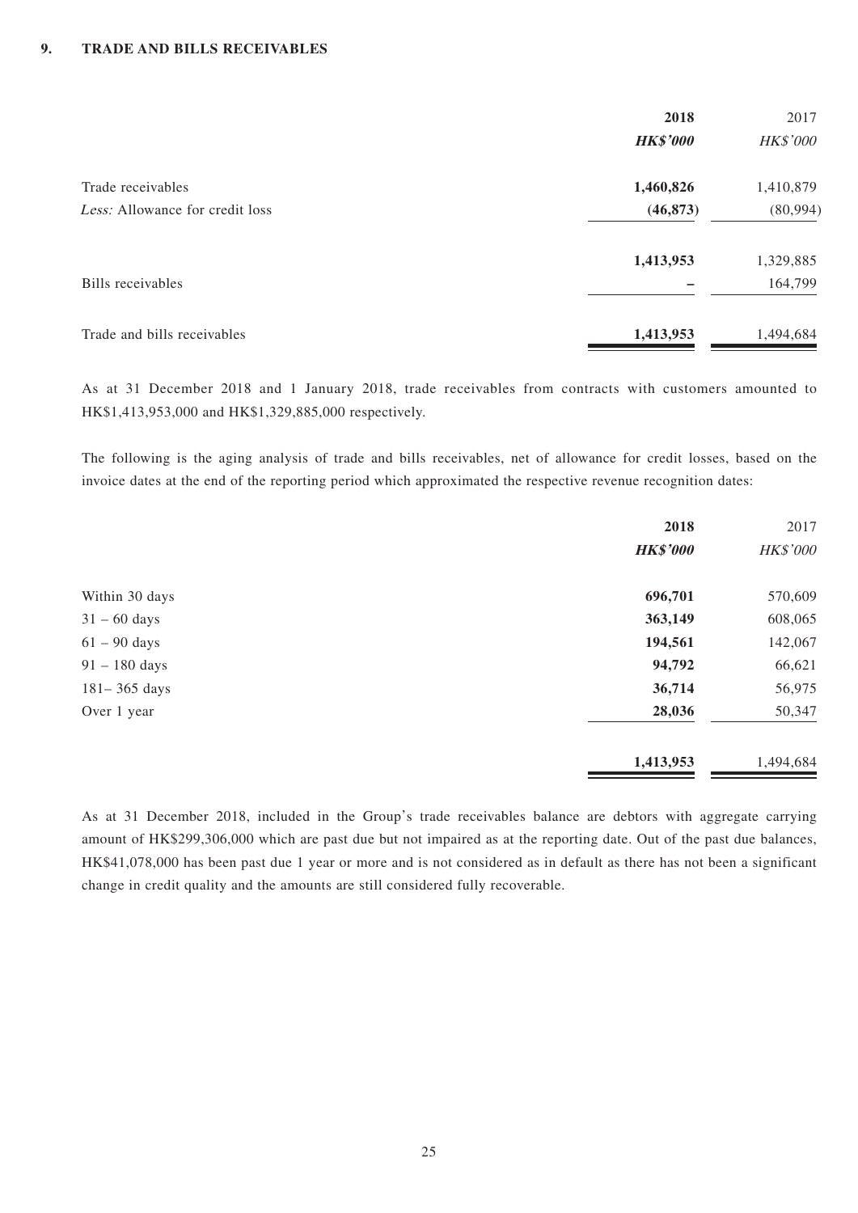## 9. TRADE AND BILLS RECEIVABLES

| | 2018 | 2017 |
|---|---|---|
| | ***HK$'000*** | *HK$'000* |
| Trade receivables | **1,460,826** | 1,410,879 |
| *Less:* Allowance for credit loss | **(46,873)** | (80,994) |
| | **1,413,953** | 1,329,885 |
| Bills receivables | **–** | 164,799 |
| Trade and bills receivables | **1,413,953** | 1,494,684 |

As at 31 December 2018 and 1 January 2018, trade receivables from contracts with customers amounted to HK$1,413,953,000 and HK$1,329,885,000 respectively.

The following is the aging analysis of trade and bills receivables, net of allowance for credit losses, based on the invoice dates at the end of the reporting period which approximated the respective revenue recognition dates:

| | 2018 | 2017 |
|---|---|---|
| | ***HK$'000*** | *HK$'000* |
| Within 30 days | **696,701** | 570,609 |
| 31 – 60 days | **363,149** | 608,065 |
| 61 – 90 days | **194,561** | 142,067 |
| 91 – 180 days | **94,792** | 66,621 |
| 181– 365 days | **36,714** | 56,975 |
| Over 1 year | **28,036** | 50,347 |
| | **1,413,953** | 1,494,684 |

As at 31 December 2018, included in the Group's trade receivables balance are debtors with aggregate carrying amount of HK$299,306,000 which are past due but not impaired as at the reporting date. Out of the past due balances, HK$41,078,000 has been past due 1 year or more and is not considered as in default as there has not been a significant change in credit quality and the amounts are still considered fully recoverable.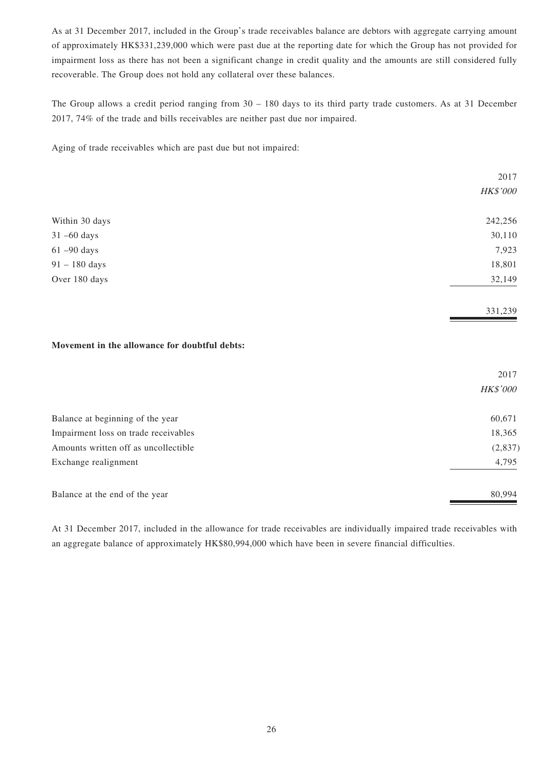As at 31 December 2017, included in the Group's trade receivables balance are debtors with aggregate carrying amount of approximately HK$331,239,000 which were past due at the reporting date for which the Group has not provided for impairment loss as there has not been a significant change in credit quality and the amounts are still considered fully recoverable. The Group does not hold any collateral over these balances.

The Group allows a credit period ranging from 30 – 180 days to its third party trade customers. As at 31 December 2017, 74% of the trade and bills receivables are neither past due nor impaired.

Aging of trade receivables which are past due but not impaired:

| | 2017 |
|---|---|
| | *HK$'000* |
| Within 30 days | 242,256 |
| 31 –60 days | 30,110 |
| 61 –90 days | 7,923 |
| 91 – 180 days | 18,801 |
| Over 180 days | 32,149 |
| | 331,239 |

**Movement in the allowance for doubtful debts:**

| | 2017 |
|---|---|
| | *HK$'000* |
| Balance at beginning of the year | 60,671 |
| Impairment loss on trade receivables | 18,365 |
| Amounts written off as uncollectible | (2,837) |
| Exchange realignment | 4,795 |
| Balance at the end of the year | 80,994 |

At 31 December 2017, included in the allowance for trade receivables are individually impaired trade receivables with an aggregate balance of approximately HK$80,994,000 which have been in severe financial difficulties.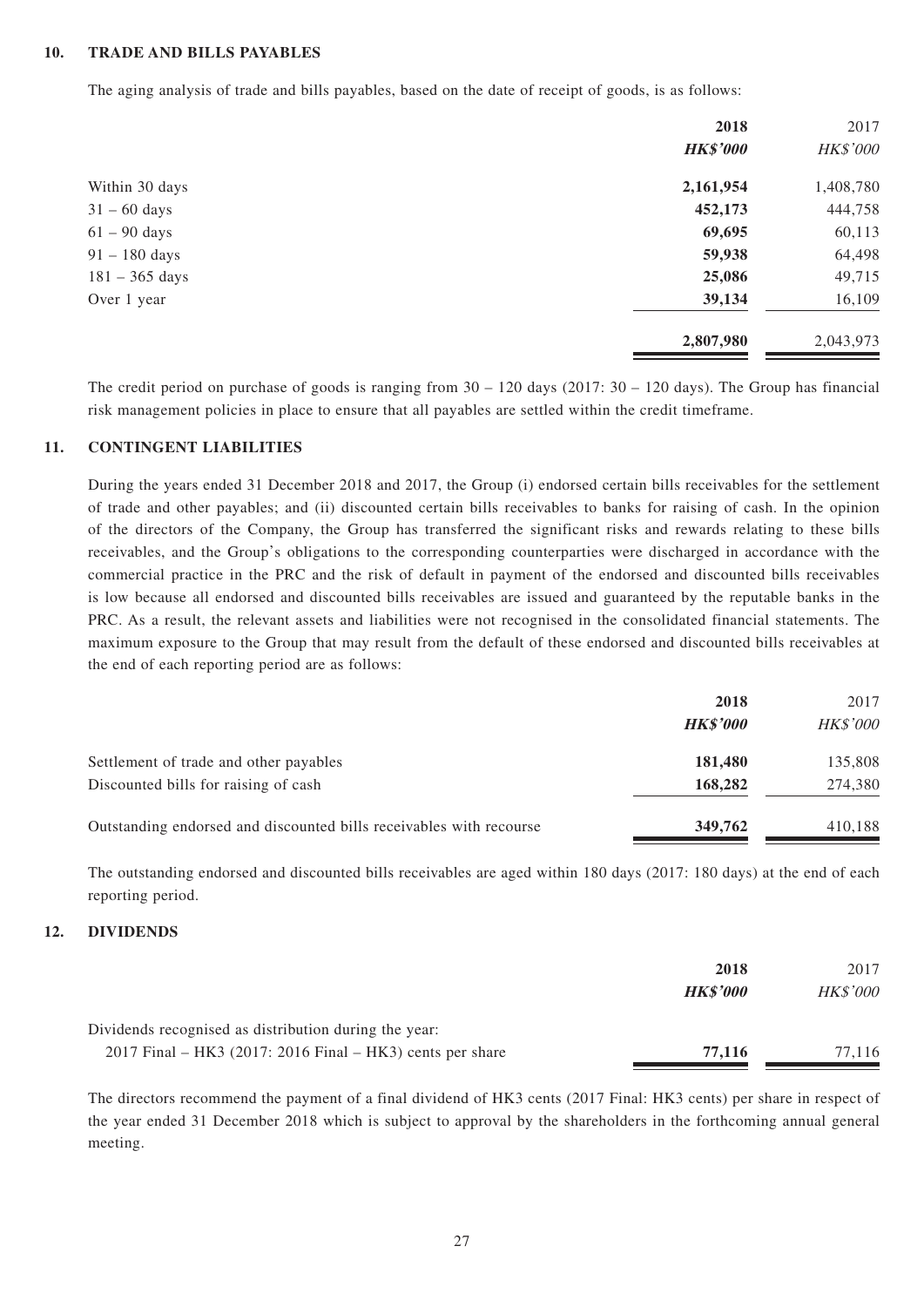## 10. TRADE AND BILLS PAYABLES

The aging analysis of trade and bills payables, based on the date of receipt of goods, is as follows:

| | 2018 | 2017 |
|---|---|---|
| | ***HK$'000*** | *HK$'000* |
| Within 30 days | **2,161,954** | 1,408,780 |
| 31 – 60 days | **452,173** | 444,758 |
| 61 – 90 days | **69,695** | 60,113 |
| 91 – 180 days | **59,938** | 64,498 |
| 181 – 365 days | **25,086** | 49,715 |
| Over 1 year | **39,134** | 16,109 |
| | **2,807,980** | 2,043,973 |

The credit period on purchase of goods is ranging from 30 – 120 days (2017: 30 – 120 days). The Group has financial risk management policies in place to ensure that all payables are settled within the credit timeframe.

## 11. CONTINGENT LIABILITIES

During the years ended 31 December 2018 and 2017, the Group (i) endorsed certain bills receivables for the settlement of trade and other payables; and (ii) discounted certain bills receivables to banks for raising of cash. In the opinion of the directors of the Company, the Group has transferred the significant risks and rewards relating to these bills receivables, and the Group's obligations to the corresponding counterparties were discharged in accordance with the commercial practice in the PRC and the risk of default in payment of the endorsed and discounted bills receivables is low because all endorsed and discounted bills receivables are issued and guaranteed by the reputable banks in the PRC. As a result, the relevant assets and liabilities were not recognised in the consolidated financial statements. The maximum exposure to the Group that may result from the default of these endorsed and discounted bills receivables at the end of each reporting period are as follows:

| | 2018 | 2017 |
|---|---|---|
| | ***HK$'000*** | *HK$'000* |
| Settlement of trade and other payables | **181,480** | 135,808 |
| Discounted bills for raising of cash | **168,282** | 274,380 |
| Outstanding endorsed and discounted bills receivables with recourse | **349,762** | 410,188 |

The outstanding endorsed and discounted bills receivables are aged within 180 days (2017: 180 days) at the end of each reporting period.

## 12. DIVIDENDS

| | 2018 | 2017 |
|---|---|---|
| | ***HK$'000*** | *HK$'000* |
| Dividends recognised as distribution during the year: | | |
| 2017 Final – HK3 (2017: 2016 Final – HK3) cents per share | **77,116** | 77,116 |

The directors recommend the payment of a final dividend of HK3 cents (2017 Final: HK3 cents) per share in respect of the year ended 31 December 2018 which is subject to approval by the shareholders in the forthcoming annual general meeting.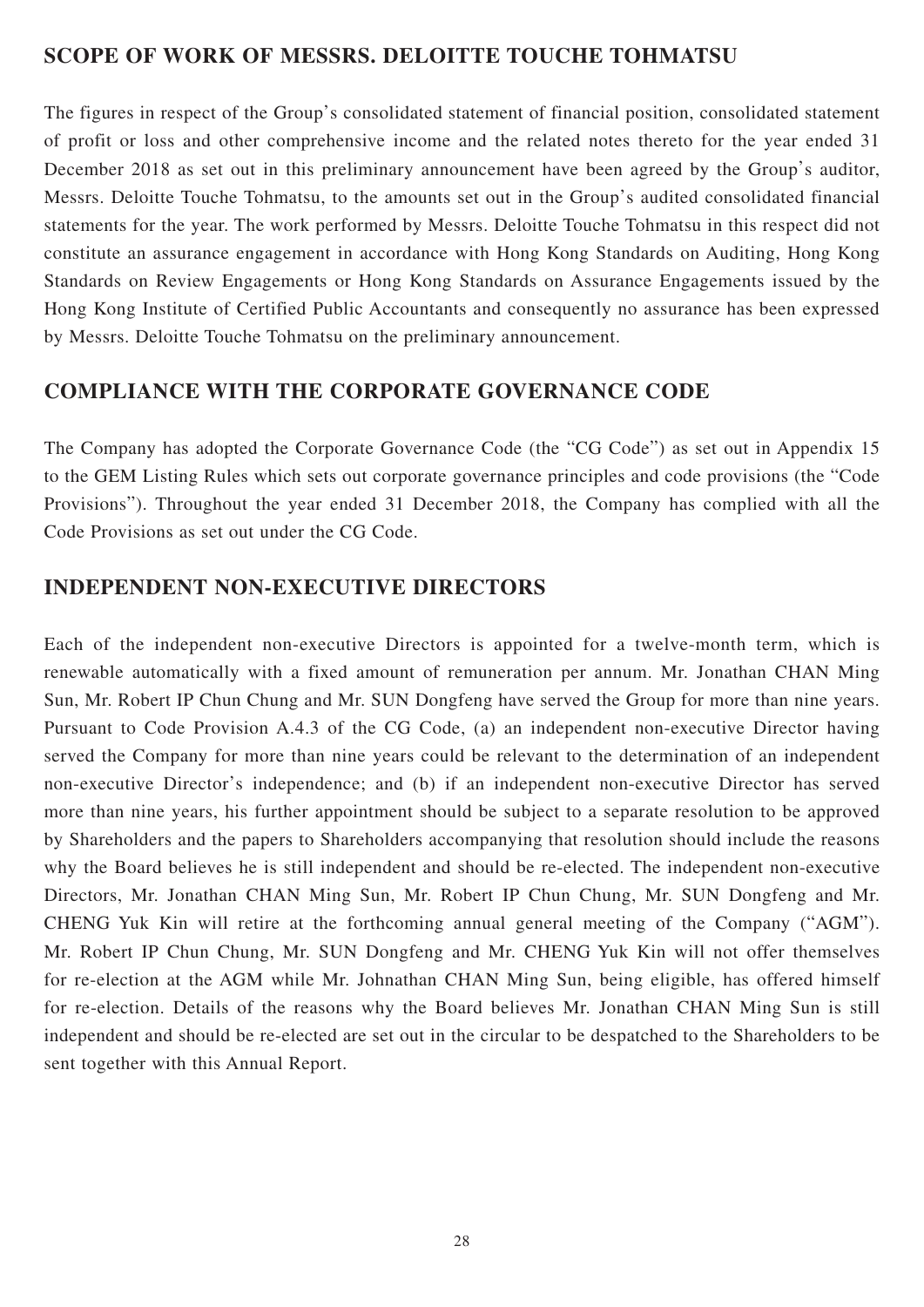## SCOPE OF WORK OF MESSRS. DELOITTE TOUCHE TOHMATSU

The figures in respect of the Group's consolidated statement of financial position, consolidated statement of profit or loss and other comprehensive income and the related notes thereto for the year ended 31 December 2018 as set out in this preliminary announcement have been agreed by the Group's auditor, Messrs. Deloitte Touche Tohmatsu, to the amounts set out in the Group's audited consolidated financial statements for the year. The work performed by Messrs. Deloitte Touche Tohmatsu in this respect did not constitute an assurance engagement in accordance with Hong Kong Standards on Auditing, Hong Kong Standards on Review Engagements or Hong Kong Standards on Assurance Engagements issued by the Hong Kong Institute of Certified Public Accountants and consequently no assurance has been expressed by Messrs. Deloitte Touche Tohmatsu on the preliminary announcement.

## COMPLIANCE WITH THE CORPORATE GOVERNANCE CODE

The Company has adopted the Corporate Governance Code (the "CG Code") as set out in Appendix 15 to the GEM Listing Rules which sets out corporate governance principles and code provisions (the "Code Provisions"). Throughout the year ended 31 December 2018, the Company has complied with all the Code Provisions as set out under the CG Code.

## INDEPENDENT NON-EXECUTIVE DIRECTORS

Each of the independent non-executive Directors is appointed for a twelve-month term, which is renewable automatically with a fixed amount of remuneration per annum. Mr. Jonathan CHAN Ming Sun, Mr. Robert IP Chun Chung and Mr. SUN Dongfeng have served the Group for more than nine years. Pursuant to Code Provision A.4.3 of the CG Code, (a) an independent non-executive Director having served the Company for more than nine years could be relevant to the determination of an independent non-executive Director's independence; and (b) if an independent non-executive Director has served more than nine years, his further appointment should be subject to a separate resolution to be approved by Shareholders and the papers to Shareholders accompanying that resolution should include the reasons why the Board believes he is still independent and should be re-elected. The independent non-executive Directors, Mr. Jonathan CHAN Ming Sun, Mr. Robert IP Chun Chung, Mr. SUN Dongfeng and Mr. CHENG Yuk Kin will retire at the forthcoming annual general meeting of the Company ("AGM"). Mr. Robert IP Chun Chung, Mr. SUN Dongfeng and Mr. CHENG Yuk Kin will not offer themselves for re-election at the AGM while Mr. Johnathan CHAN Ming Sun, being eligible, has offered himself for re-election. Details of the reasons why the Board believes Mr. Jonathan CHAN Ming Sun is still independent and should be re-elected are set out in the circular to be despatched to the Shareholders to be sent together with this Annual Report.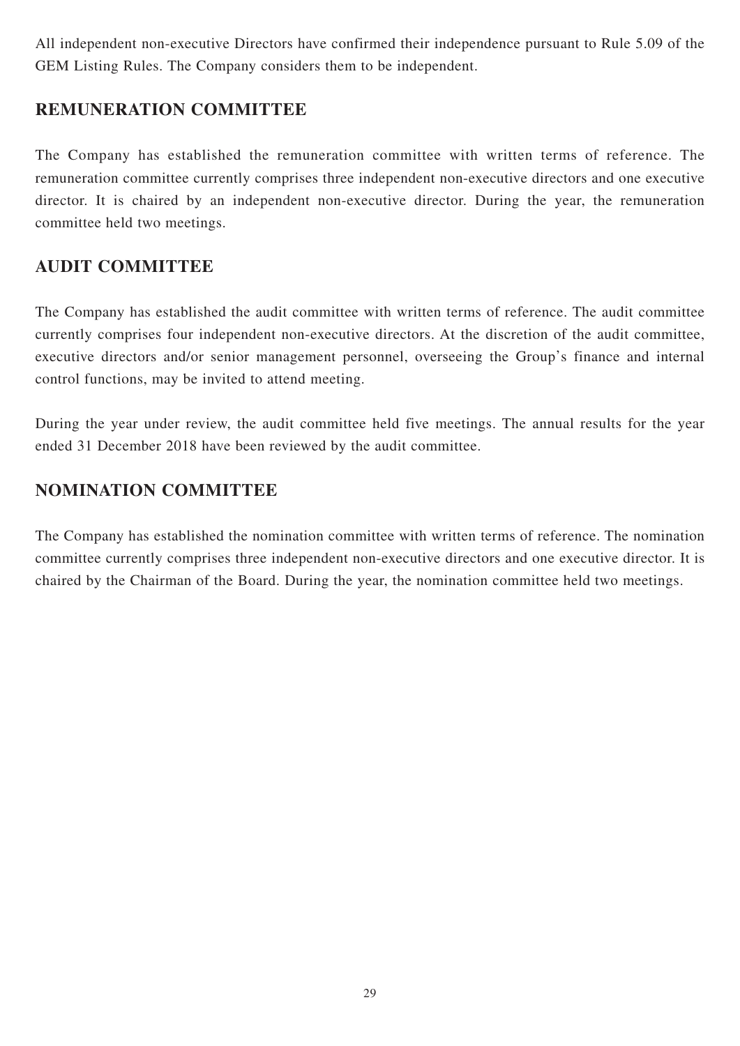All independent non-executive Directors have confirmed their independence pursuant to Rule 5.09 of the GEM Listing Rules. The Company considers them to be independent.

## REMUNERATION COMMITTEE

The Company has established the remuneration committee with written terms of reference. The remuneration committee currently comprises three independent non-executive directors and one executive director. It is chaired by an independent non-executive director. During the year, the remuneration committee held two meetings.

## AUDIT COMMITTEE

The Company has established the audit committee with written terms of reference. The audit committee currently comprises four independent non-executive directors. At the discretion of the audit committee, executive directors and/or senior management personnel, overseeing the Group's finance and internal control functions, may be invited to attend meeting.

During the year under review, the audit committee held five meetings. The annual results for the year ended 31 December 2018 have been reviewed by the audit committee.

## NOMINATION COMMITTEE

The Company has established the nomination committee with written terms of reference. The nomination committee currently comprises three independent non-executive directors and one executive director. It is chaired by the Chairman of the Board. During the year, the nomination committee held two meetings.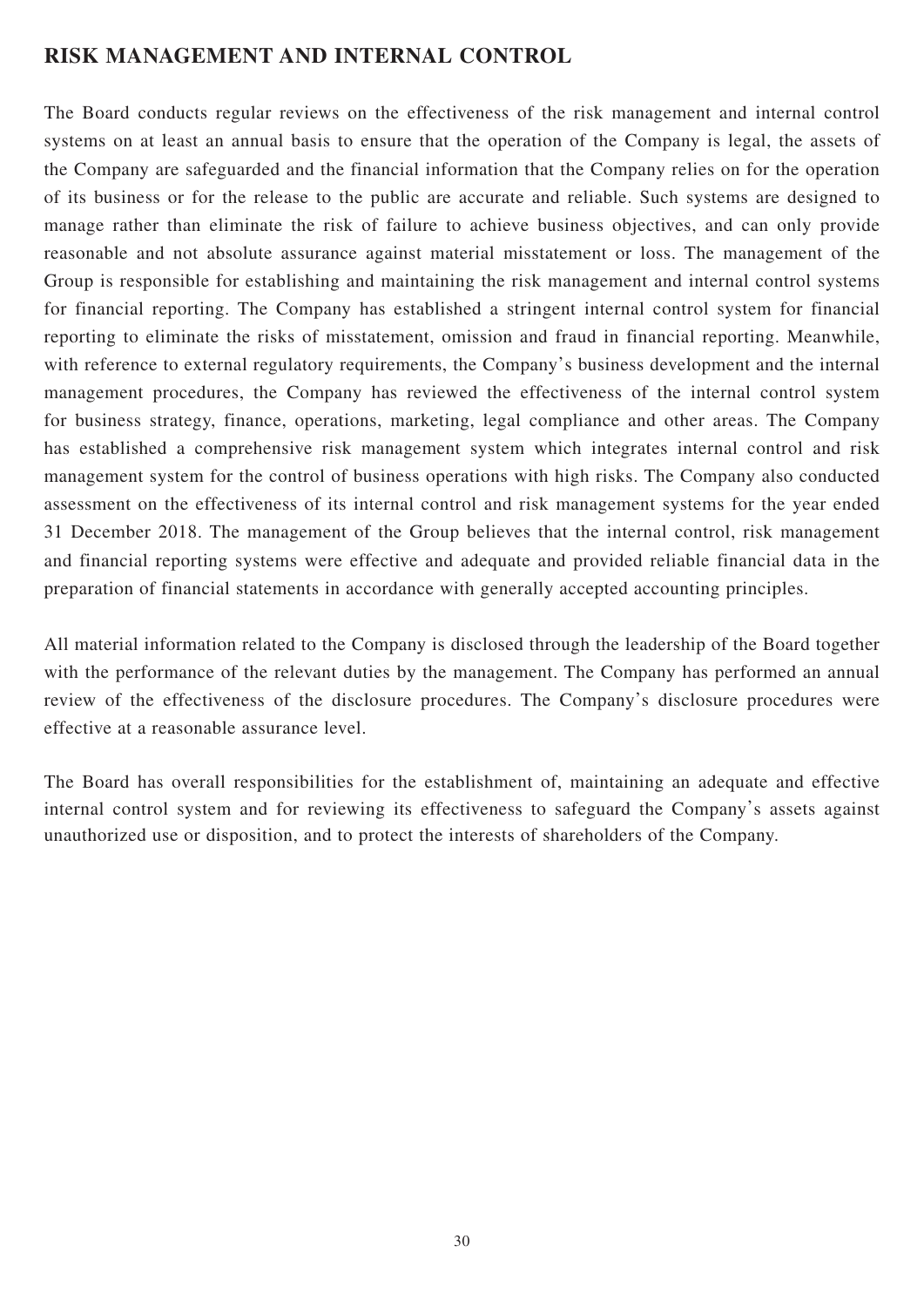## RISK MANAGEMENT AND INTERNAL CONTROL

The Board conducts regular reviews on the effectiveness of the risk management and internal control systems on at least an annual basis to ensure that the operation of the Company is legal, the assets of the Company are safeguarded and the financial information that the Company relies on for the operation of its business or for the release to the public are accurate and reliable. Such systems are designed to manage rather than eliminate the risk of failure to achieve business objectives, and can only provide reasonable and not absolute assurance against material misstatement or loss. The management of the Group is responsible for establishing and maintaining the risk management and internal control systems for financial reporting. The Company has established a stringent internal control system for financial reporting to eliminate the risks of misstatement, omission and fraud in financial reporting. Meanwhile, with reference to external regulatory requirements, the Company's business development and the internal management procedures, the Company has reviewed the effectiveness of the internal control system for business strategy, finance, operations, marketing, legal compliance and other areas. The Company has established a comprehensive risk management system which integrates internal control and risk management system for the control of business operations with high risks. The Company also conducted assessment on the effectiveness of its internal control and risk management systems for the year ended 31 December 2018. The management of the Group believes that the internal control, risk management and financial reporting systems were effective and adequate and provided reliable financial data in the preparation of financial statements in accordance with generally accepted accounting principles.

All material information related to the Company is disclosed through the leadership of the Board together with the performance of the relevant duties by the management. The Company has performed an annual review of the effectiveness of the disclosure procedures. The Company's disclosure procedures were effective at a reasonable assurance level.

The Board has overall responsibilities for the establishment of, maintaining an adequate and effective internal control system and for reviewing its effectiveness to safeguard the Company's assets against unauthorized use or disposition, and to protect the interests of shareholders of the Company.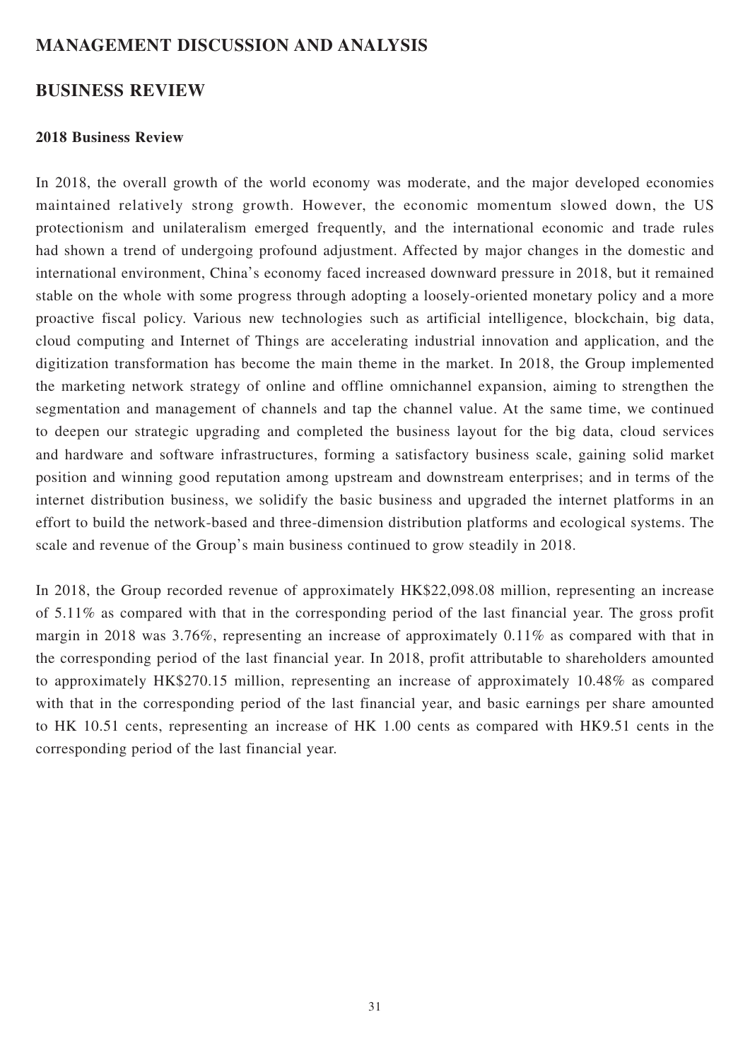# MANAGEMENT DISCUSSION AND ANALYSIS

## BUSINESS REVIEW

### 2018 Business Review

In 2018, the overall growth of the world economy was moderate, and the major developed economies maintained relatively strong growth. However, the economic momentum slowed down, the US protectionism and unilateralism emerged frequently, and the international economic and trade rules had shown a trend of undergoing profound adjustment. Affected by major changes in the domestic and international environment, China's economy faced increased downward pressure in 2018, but it remained stable on the whole with some progress through adopting a loosely-oriented monetary policy and a more proactive fiscal policy. Various new technologies such as artificial intelligence, blockchain, big data, cloud computing and Internet of Things are accelerating industrial innovation and application, and the digitization transformation has become the main theme in the market. In 2018, the Group implemented the marketing network strategy of online and offline omnichannel expansion, aiming to strengthen the segmentation and management of channels and tap the channel value. At the same time, we continued to deepen our strategic upgrading and completed the business layout for the big data, cloud services and hardware and software infrastructures, forming a satisfactory business scale, gaining solid market position and winning good reputation among upstream and downstream enterprises; and in terms of the internet distribution business, we solidify the basic business and upgraded the internet platforms in an effort to build the network-based and three-dimension distribution platforms and ecological systems. The scale and revenue of the Group's main business continued to grow steadily in 2018.

In 2018, the Group recorded revenue of approximately HK$22,098.08 million, representing an increase of 5.11% as compared with that in the corresponding period of the last financial year. The gross profit margin in 2018 was 3.76%, representing an increase of approximately 0.11% as compared with that in the corresponding period of the last financial year. In 2018, profit attributable to shareholders amounted to approximately HK$270.15 million, representing an increase of approximately 10.48% as compared with that in the corresponding period of the last financial year, and basic earnings per share amounted to HK 10.51 cents, representing an increase of HK 1.00 cents as compared with HK9.51 cents in the corresponding period of the last financial year.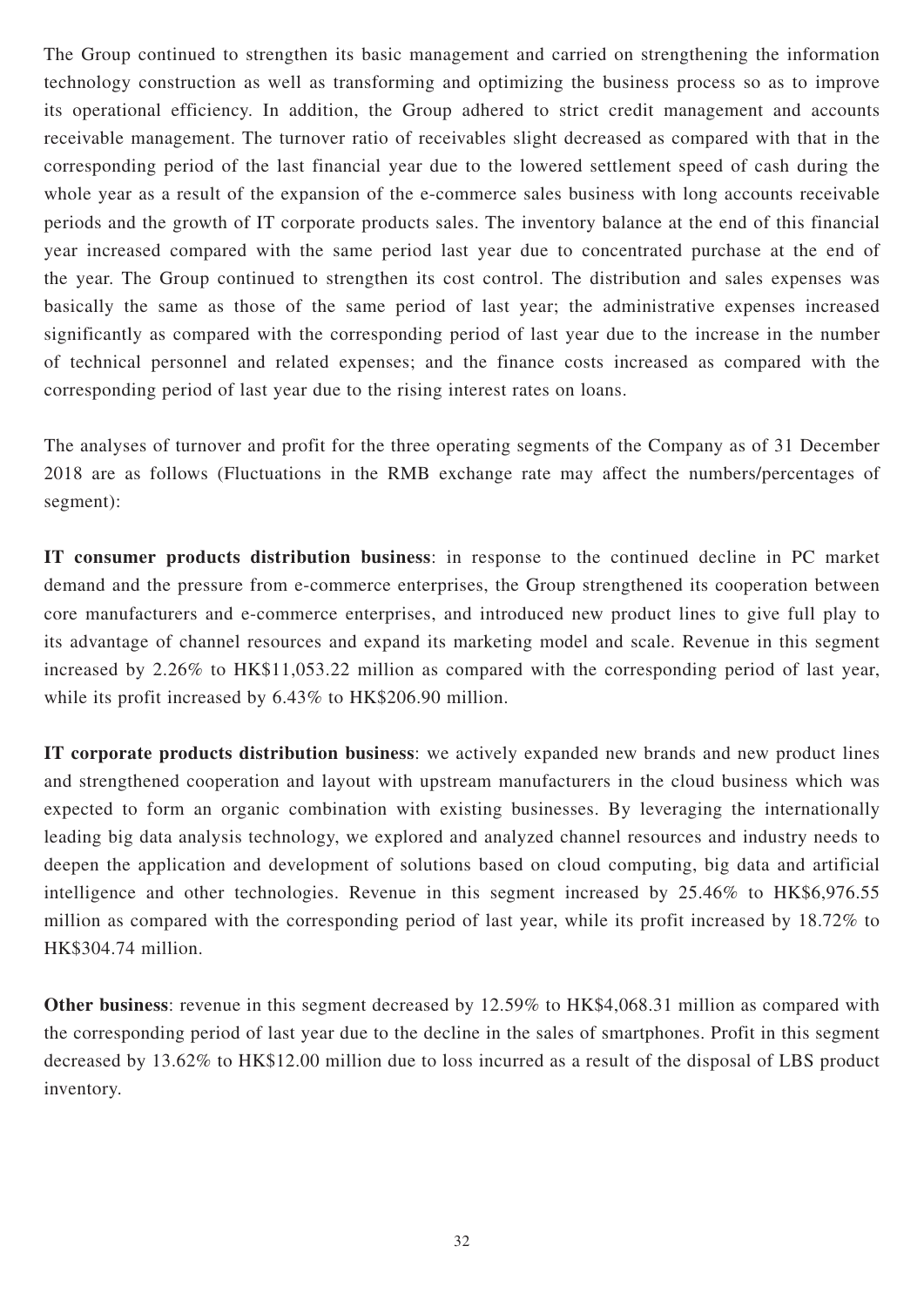The Group continued to strengthen its basic management and carried on strengthening the information technology construction as well as transforming and optimizing the business process so as to improve its operational efficiency. In addition, the Group adhered to strict credit management and accounts receivable management. The turnover ratio of receivables slight decreased as compared with that in the corresponding period of the last financial year due to the lowered settlement speed of cash during the whole year as a result of the expansion of the e-commerce sales business with long accounts receivable periods and the growth of IT corporate products sales. The inventory balance at the end of this financial year increased compared with the same period last year due to concentrated purchase at the end of the year. The Group continued to strengthen its cost control. The distribution and sales expenses was basically the same as those of the same period of last year; the administrative expenses increased significantly as compared with the corresponding period of last year due to the increase in the number of technical personnel and related expenses; and the finance costs increased as compared with the corresponding period of last year due to the rising interest rates on loans.

The analyses of turnover and profit for the three operating segments of the Company as of 31 December 2018 are as follows (Fluctuations in the RMB exchange rate may affect the numbers/percentages of segment):

**IT consumer products distribution business**: in response to the continued decline in PC market demand and the pressure from e-commerce enterprises, the Group strengthened its cooperation between core manufacturers and e-commerce enterprises, and introduced new product lines to give full play to its advantage of channel resources and expand its marketing model and scale. Revenue in this segment increased by 2.26% to HK$11,053.22 million as compared with the corresponding period of last year, while its profit increased by 6.43% to HK$206.90 million.

**IT corporate products distribution business**: we actively expanded new brands and new product lines and strengthened cooperation and layout with upstream manufacturers in the cloud business which was expected to form an organic combination with existing businesses. By leveraging the internationally leading big data analysis technology, we explored and analyzed channel resources and industry needs to deepen the application and development of solutions based on cloud computing, big data and artificial intelligence and other technologies. Revenue in this segment increased by 25.46% to HK$6,976.55 million as compared with the corresponding period of last year, while its profit increased by 18.72% to HK$304.74 million.

**Other business**: revenue in this segment decreased by 12.59% to HK$4,068.31 million as compared with the corresponding period of last year due to the decline in the sales of smartphones. Profit in this segment decreased by 13.62% to HK$12.00 million due to loss incurred as a result of the disposal of LBS product inventory.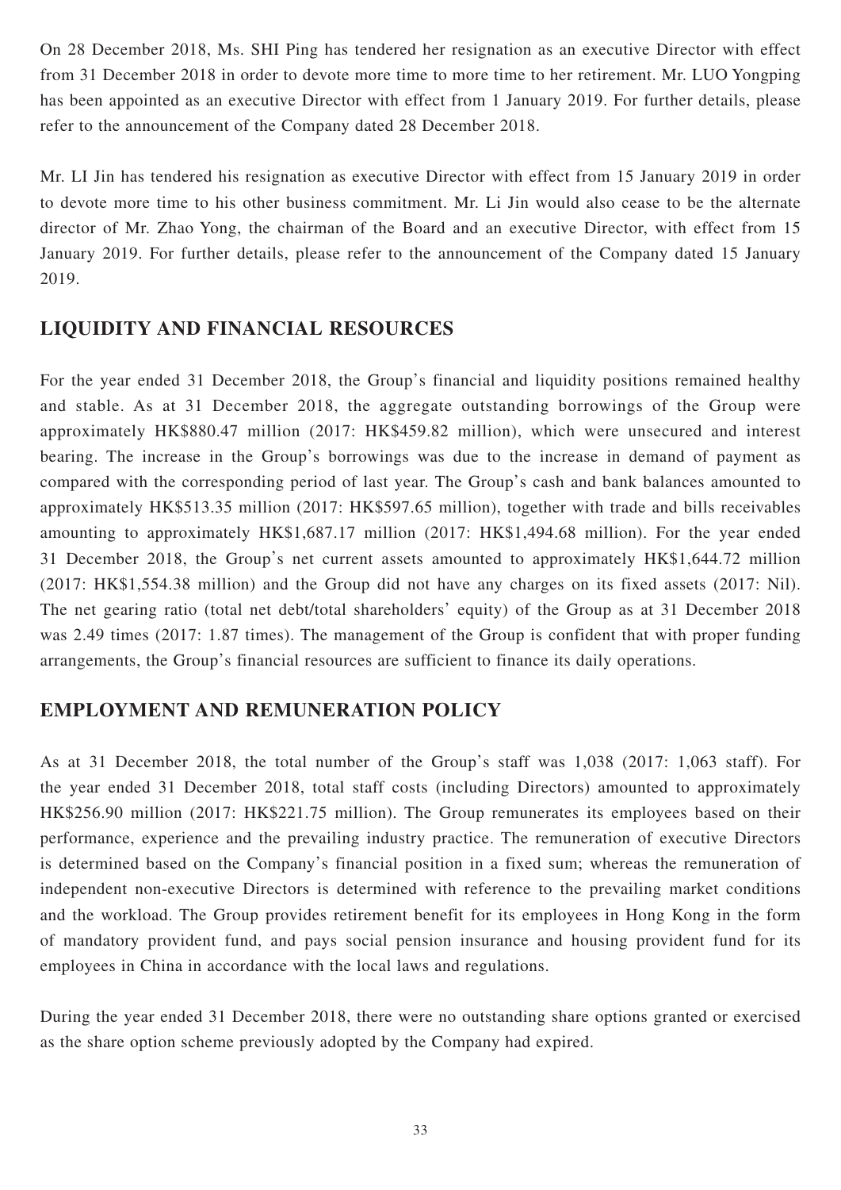On 28 December 2018, Ms. SHI Ping has tendered her resignation as an executive Director with effect from 31 December 2018 in order to devote more time to more time to her retirement. Mr. LUO Yongping has been appointed as an executive Director with effect from 1 January 2019. For further details, please refer to the announcement of the Company dated 28 December 2018.

Mr. LI Jin has tendered his resignation as executive Director with effect from 15 January 2019 in order to devote more time to his other business commitment. Mr. Li Jin would also cease to be the alternate director of Mr. Zhao Yong, the chairman of the Board and an executive Director, with effect from 15 January 2019. For further details, please refer to the announcement of the Company dated 15 January 2019.

## LIQUIDITY AND FINANCIAL RESOURCES

For the year ended 31 December 2018, the Group's financial and liquidity positions remained healthy and stable. As at 31 December 2018, the aggregate outstanding borrowings of the Group were approximately HK$880.47 million (2017: HK$459.82 million), which were unsecured and interest bearing. The increase in the Group's borrowings was due to the increase in demand of payment as compared with the corresponding period of last year. The Group's cash and bank balances amounted to approximately HK$513.35 million (2017: HK$597.65 million), together with trade and bills receivables amounting to approximately HK$1,687.17 million (2017: HK$1,494.68 million). For the year ended 31 December 2018, the Group's net current assets amounted to approximately HK$1,644.72 million (2017: HK$1,554.38 million) and the Group did not have any charges on its fixed assets (2017: Nil). The net gearing ratio (total net debt/total shareholders' equity) of the Group as at 31 December 2018 was 2.49 times (2017: 1.87 times). The management of the Group is confident that with proper funding arrangements, the Group's financial resources are sufficient to finance its daily operations.

## EMPLOYMENT AND REMUNERATION POLICY

As at 31 December 2018, the total number of the Group's staff was 1,038 (2017: 1,063 staff). For the year ended 31 December 2018, total staff costs (including Directors) amounted to approximately HK$256.90 million (2017: HK$221.75 million). The Group remunerates its employees based on their performance, experience and the prevailing industry practice. The remuneration of executive Directors is determined based on the Company's financial position in a fixed sum; whereas the remuneration of independent non-executive Directors is determined with reference to the prevailing market conditions and the workload. The Group provides retirement benefit for its employees in Hong Kong in the form of mandatory provident fund, and pays social pension insurance and housing provident fund for its employees in China in accordance with the local laws and regulations.

During the year ended 31 December 2018, there were no outstanding share options granted or exercised as the share option scheme previously adopted by the Company had expired.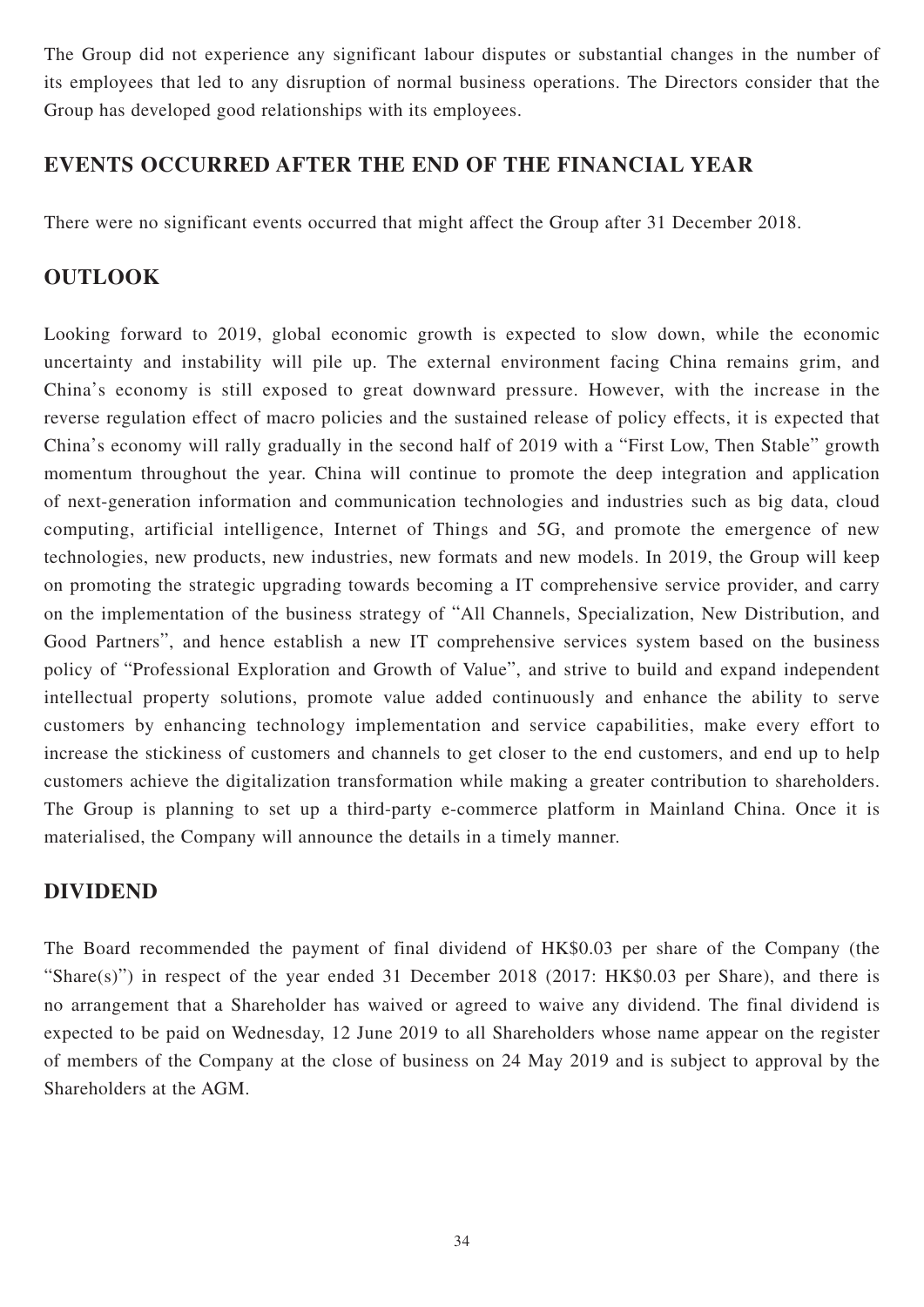The Group did not experience any significant labour disputes or substantial changes in the number of its employees that led to any disruption of normal business operations. The Directors consider that the Group has developed good relationships with its employees.

## EVENTS OCCURRED AFTER THE END OF THE FINANCIAL YEAR

There were no significant events occurred that might affect the Group after 31 December 2018.

## OUTLOOK

Looking forward to 2019, global economic growth is expected to slow down, while the economic uncertainty and instability will pile up. The external environment facing China remains grim, and China's economy is still exposed to great downward pressure. However, with the increase in the reverse regulation effect of macro policies and the sustained release of policy effects, it is expected that China's economy will rally gradually in the second half of 2019 with a "First Low, Then Stable" growth momentum throughout the year. China will continue to promote the deep integration and application of next-generation information and communication technologies and industries such as big data, cloud computing, artificial intelligence, Internet of Things and 5G, and promote the emergence of new technologies, new products, new industries, new formats and new models. In 2019, the Group will keep on promoting the strategic upgrading towards becoming a IT comprehensive service provider, and carry on the implementation of the business strategy of "All Channels, Specialization, New Distribution, and Good Partners", and hence establish a new IT comprehensive services system based on the business policy of "Professional Exploration and Growth of Value", and strive to build and expand independent intellectual property solutions, promote value added continuously and enhance the ability to serve customers by enhancing technology implementation and service capabilities, make every effort to increase the stickiness of customers and channels to get closer to the end customers, and end up to help customers achieve the digitalization transformation while making a greater contribution to shareholders. The Group is planning to set up a third-party e-commerce platform in Mainland China. Once it is materialised, the Company will announce the details in a timely manner.

## DIVIDEND

The Board recommended the payment of final dividend of HK$0.03 per share of the Company (the "Share(s)") in respect of the year ended 31 December 2018 (2017: HK$0.03 per Share), and there is no arrangement that a Shareholder has waived or agreed to waive any dividend. The final dividend is expected to be paid on Wednesday, 12 June 2019 to all Shareholders whose name appear on the register of members of the Company at the close of business on 24 May 2019 and is subject to approval by the Shareholders at the AGM.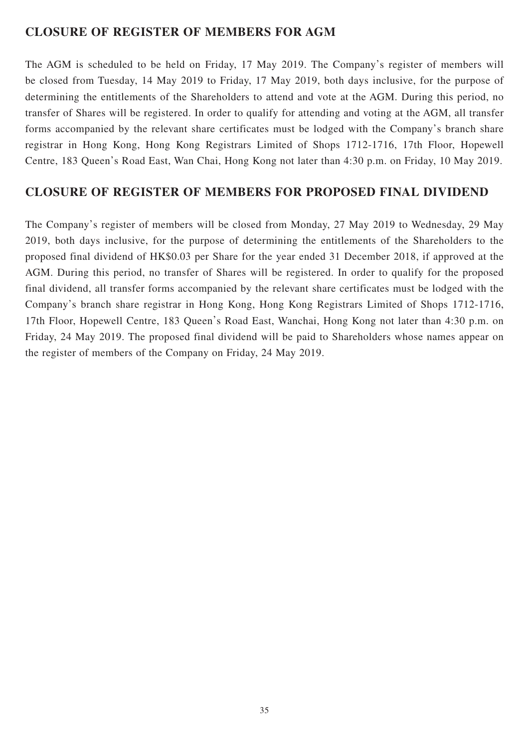## CLOSURE OF REGISTER OF MEMBERS FOR AGM

The AGM is scheduled to be held on Friday, 17 May 2019. The Company's register of members will be closed from Tuesday, 14 May 2019 to Friday, 17 May 2019, both days inclusive, for the purpose of determining the entitlements of the Shareholders to attend and vote at the AGM. During this period, no transfer of Shares will be registered. In order to qualify for attending and voting at the AGM, all transfer forms accompanied by the relevant share certificates must be lodged with the Company's branch share registrar in Hong Kong, Hong Kong Registrars Limited of Shops 1712-1716, 17th Floor, Hopewell Centre, 183 Queen's Road East, Wan Chai, Hong Kong not later than 4:30 p.m. on Friday, 10 May 2019.

## CLOSURE OF REGISTER OF MEMBERS FOR PROPOSED FINAL DIVIDEND

The Company's register of members will be closed from Monday, 27 May 2019 to Wednesday, 29 May 2019, both days inclusive, for the purpose of determining the entitlements of the Shareholders to the proposed final dividend of HK$0.03 per Share for the year ended 31 December 2018, if approved at the AGM. During this period, no transfer of Shares will be registered. In order to qualify for the proposed final dividend, all transfer forms accompanied by the relevant share certificates must be lodged with the Company's branch share registrar in Hong Kong, Hong Kong Registrars Limited of Shops 1712-1716, 17th Floor, Hopewell Centre, 183 Queen's Road East, Wanchai, Hong Kong not later than 4:30 p.m. on Friday, 24 May 2019. The proposed final dividend will be paid to Shareholders whose names appear on the register of members of the Company on Friday, 24 May 2019.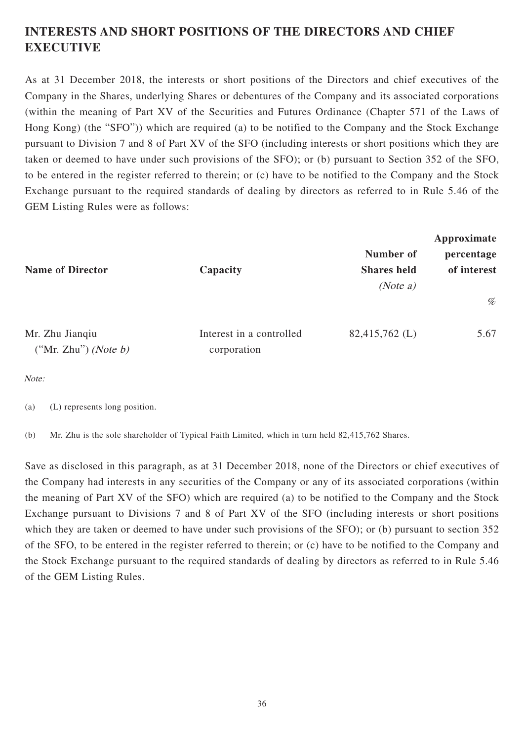## INTERESTS AND SHORT POSITIONS OF THE DIRECTORS AND CHIEF EXECUTIVE

As at 31 December 2018, the interests or short positions of the Directors and chief executives of the Company in the Shares, underlying Shares or debentures of the Company and its associated corporations (within the meaning of Part XV of the Securities and Futures Ordinance (Chapter 571 of the Laws of Hong Kong) (the "SFO")) which are required (a) to be notified to the Company and the Stock Exchange pursuant to Division 7 and 8 of Part XV of the SFO (including interests or short positions which they are taken or deemed to have under such provisions of the SFO); or (b) pursuant to Section 352 of the SFO, to be entered in the register referred to therein; or (c) have to be notified to the Company and the Stock Exchange pursuant to the required standards of dealing by directors as referred to in Rule 5.46 of the GEM Listing Rules were as follows:

| Name of Director | Capacity | Number of Shares held *(Note a)* | Approximate percentage of interest % |
|---|---|---|---|
| Mr. Zhu Jianqiu ("Mr. Zhu") *(Note b)* | Interest in a controlled corporation | 82,415,762 (L) | 5.67 |

*Note:*

(a) (L) represents long position.

(b) Mr. Zhu is the sole shareholder of Typical Faith Limited, which in turn held 82,415,762 Shares.

Save as disclosed in this paragraph, as at 31 December 2018, none of the Directors or chief executives of the Company had interests in any securities of the Company or any of its associated corporations (within the meaning of Part XV of the SFO) which are required (a) to be notified to the Company and the Stock Exchange pursuant to Divisions 7 and 8 of Part XV of the SFO (including interests or short positions which they are taken or deemed to have under such provisions of the SFO); or (b) pursuant to section 352 of the SFO, to be entered in the register referred to therein; or (c) have to be notified to the Company and the Stock Exchange pursuant to the required standards of dealing by directors as referred to in Rule 5.46 of the GEM Listing Rules.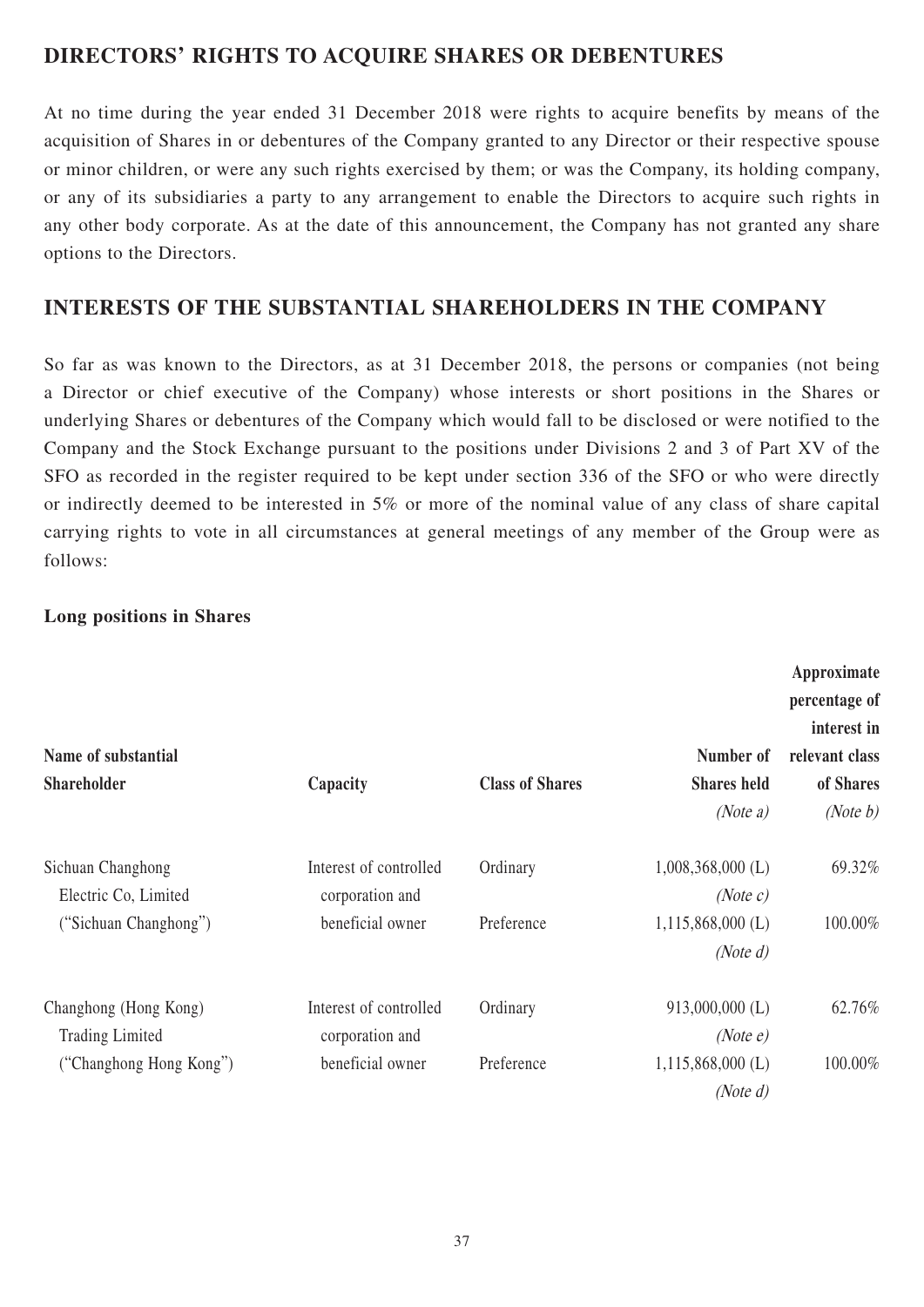## DIRECTORS' RIGHTS TO ACQUIRE SHARES OR DEBENTURES

At no time during the year ended 31 December 2018 were rights to acquire benefits by means of the acquisition of Shares in or debentures of the Company granted to any Director or their respective spouse or minor children, or were any such rights exercised by them; or was the Company, its holding company, or any of its subsidiaries a party to any arrangement to enable the Directors to acquire such rights in any other body corporate. As at the date of this announcement, the Company has not granted any share options to the Directors.

## INTERESTS OF THE SUBSTANTIAL SHAREHOLDERS IN THE COMPANY

So far as was known to the Directors, as at 31 December 2018, the persons or companies (not being a Director or chief executive of the Company) whose interests or short positions in the Shares or underlying Shares or debentures of the Company which would fall to be disclosed or were notified to the Company and the Stock Exchange pursuant to the positions under Divisions 2 and 3 of Part XV of the SFO as recorded in the register required to be kept under section 336 of the SFO or who were directly or indirectly deemed to be interested in 5% or more of the nominal value of any class of share capital carrying rights to vote in all circumstances at general meetings of any member of the Group were as follows:

**Long positions in Shares**

| Name of substantial Shareholder | Capacity | Class of Shares | Number of Shares held *(Note a)* | Approximate percentage of interest in relevant class of Shares *(Note b)* |
|---|---|---|---|---|
| Sichuan Changhong Electric Co, Limited ("Sichuan Changhong") | Interest of controlled corporation and beneficial owner | Ordinary | 1,008,368,000 (L) *(Note c)* | 69.32% |
| | | Preference | 1,115,868,000 (L) *(Note d)* | 100.00% |
| Changhong (Hong Kong) Trading Limited ("Changhong Hong Kong") | Interest of controlled corporation and beneficial owner | Ordinary | 913,000,000 (L) *(Note e)* | 62.76% |
| | | Preference | 1,115,868,000 (L) *(Note d)* | 100.00% |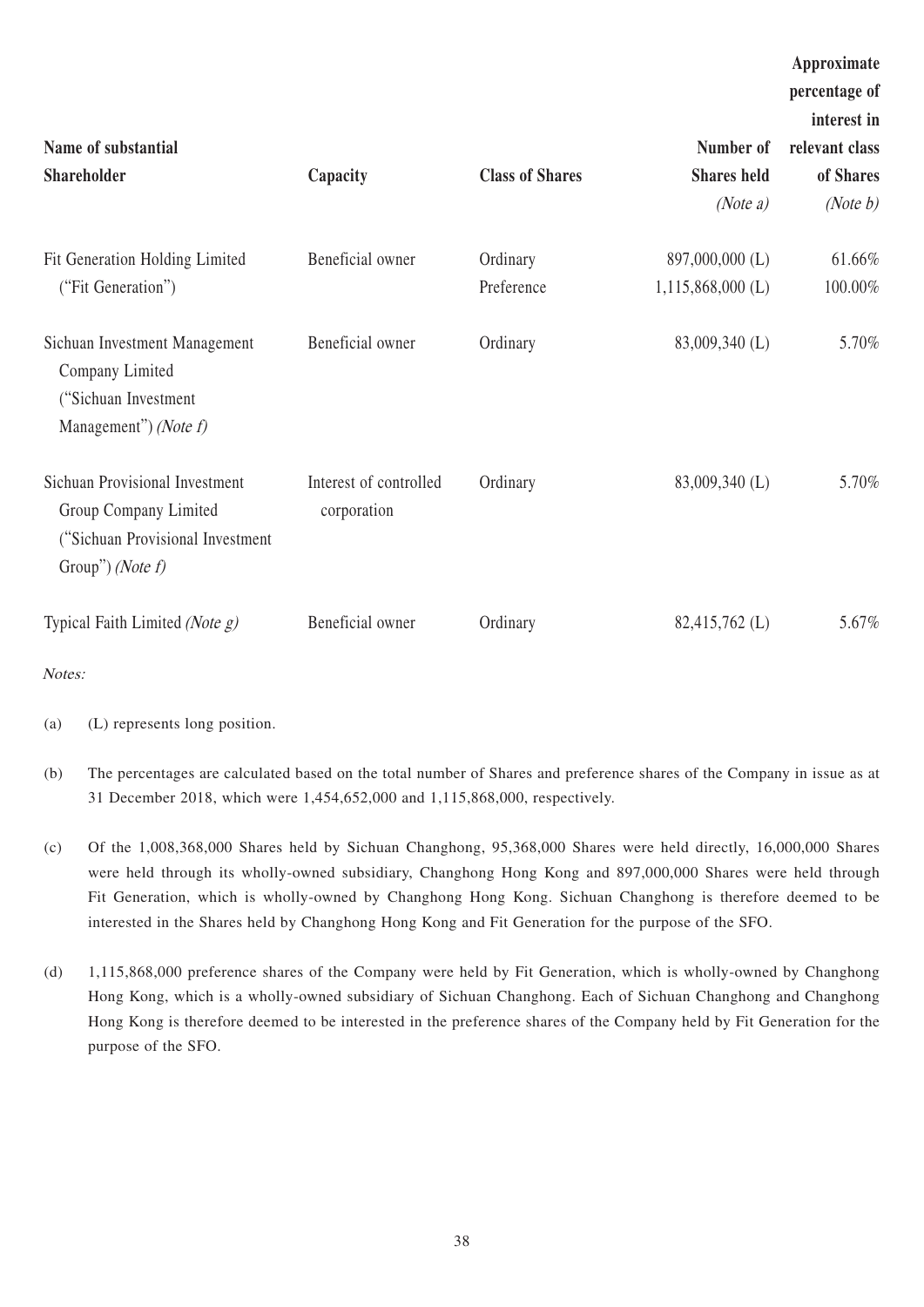| Name of substantial Shareholder | Capacity | Class of Shares | Number of Shares held *(Note a)* | Approximate percentage of interest in relevant class of Shares *(Note b)* |
|---|---|---|---|---|
| Fit Generation Holding Limited ("Fit Generation") | Beneficial owner | Ordinary | 897,000,000 (L) | 61.66% |
| | | Preference | 1,115,868,000 (L) | 100.00% |
| Sichuan Investment Management Company Limited ("Sichuan Investment Management") *(Note f)* | Beneficial owner | Ordinary | 83,009,340 (L) | 5.70% |
| Sichuan Provisional Investment Group Company Limited ("Sichuan Provisional Investment Group") *(Note f)* | Interest of controlled corporation | Ordinary | 83,009,340 (L) | 5.70% |
| Typical Faith Limited *(Note g)* | Beneficial owner | Ordinary | 82,415,762 (L) | 5.67% |

*Notes:*

(a) (L) represents long position.

(b) The percentages are calculated based on the total number of Shares and preference shares of the Company in issue as at 31 December 2018, which were 1,454,652,000 and 1,115,868,000, respectively.

(c) Of the 1,008,368,000 Shares held by Sichuan Changhong, 95,368,000 Shares were held directly, 16,000,000 Shares were held through its wholly-owned subsidiary, Changhong Hong Kong and 897,000,000 Shares were held through Fit Generation, which is wholly-owned by Changhong Hong Kong. Sichuan Changhong is therefore deemed to be interested in the Shares held by Changhong Hong Kong and Fit Generation for the purpose of the SFO.

(d) 1,115,868,000 preference shares of the Company were held by Fit Generation, which is wholly-owned by Changhong Hong Kong, which is a wholly-owned subsidiary of Sichuan Changhong. Each of Sichuan Changhong and Changhong Hong Kong is therefore deemed to be interested in the preference shares of the Company held by Fit Generation for the purpose of the SFO.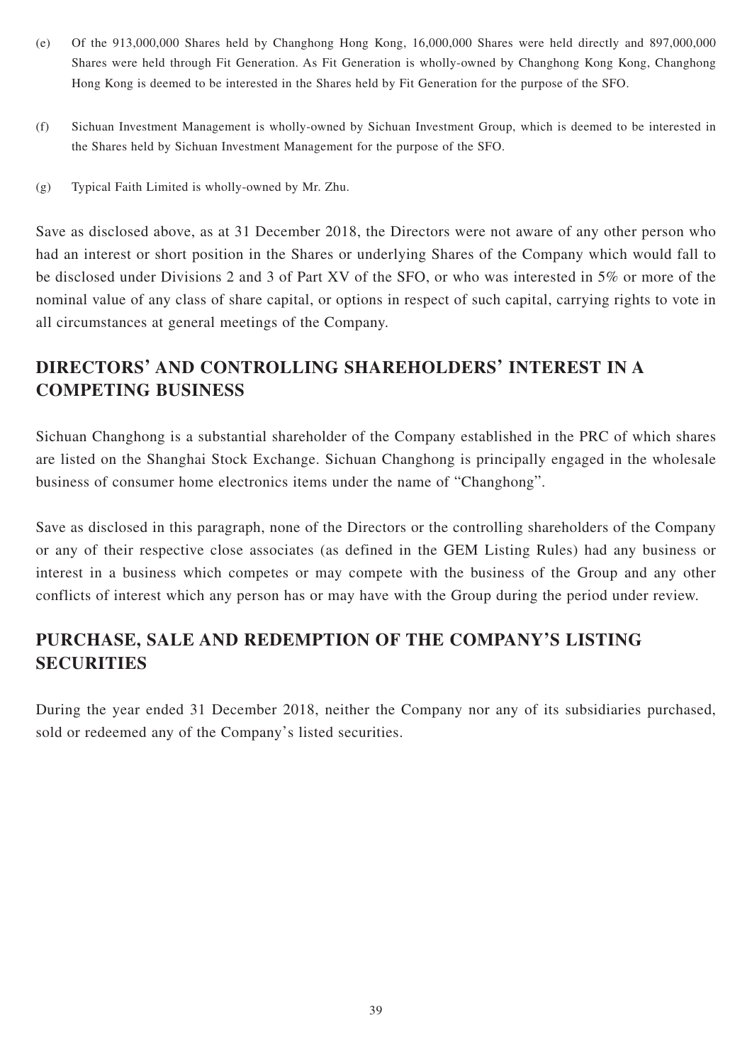(e) Of the 913,000,000 Shares held by Changhong Hong Kong, 16,000,000 Shares were held directly and 897,000,000 Shares were held through Fit Generation. As Fit Generation is wholly-owned by Changhong Kong Kong, Changhong Hong Kong is deemed to be interested in the Shares held by Fit Generation for the purpose of the SFO.

(f) Sichuan Investment Management is wholly-owned by Sichuan Investment Group, which is deemed to be interested in the Shares held by Sichuan Investment Management for the purpose of the SFO.

(g) Typical Faith Limited is wholly-owned by Mr. Zhu.

Save as disclosed above, as at 31 December 2018, the Directors were not aware of any other person who had an interest or short position in the Shares or underlying Shares of the Company which would fall to be disclosed under Divisions 2 and 3 of Part XV of the SFO, or who was interested in 5% or more of the nominal value of any class of share capital, or options in respect of such capital, carrying rights to vote in all circumstances at general meetings of the Company.

## DIRECTORS' AND CONTROLLING SHAREHOLDERS' INTEREST IN A COMPETING BUSINESS

Sichuan Changhong is a substantial shareholder of the Company established in the PRC of which shares are listed on the Shanghai Stock Exchange. Sichuan Changhong is principally engaged in the wholesale business of consumer home electronics items under the name of "Changhong".

Save as disclosed in this paragraph, none of the Directors or the controlling shareholders of the Company or any of their respective close associates (as defined in the GEM Listing Rules) had any business or interest in a business which competes or may compete with the business of the Group and any other conflicts of interest which any person has or may have with the Group during the period under review.

## PURCHASE, SALE AND REDEMPTION OF THE COMPANY'S LISTING SECURITIES

During the year ended 31 December 2018, neither the Company nor any of its subsidiaries purchased, sold or redeemed any of the Company's listed securities.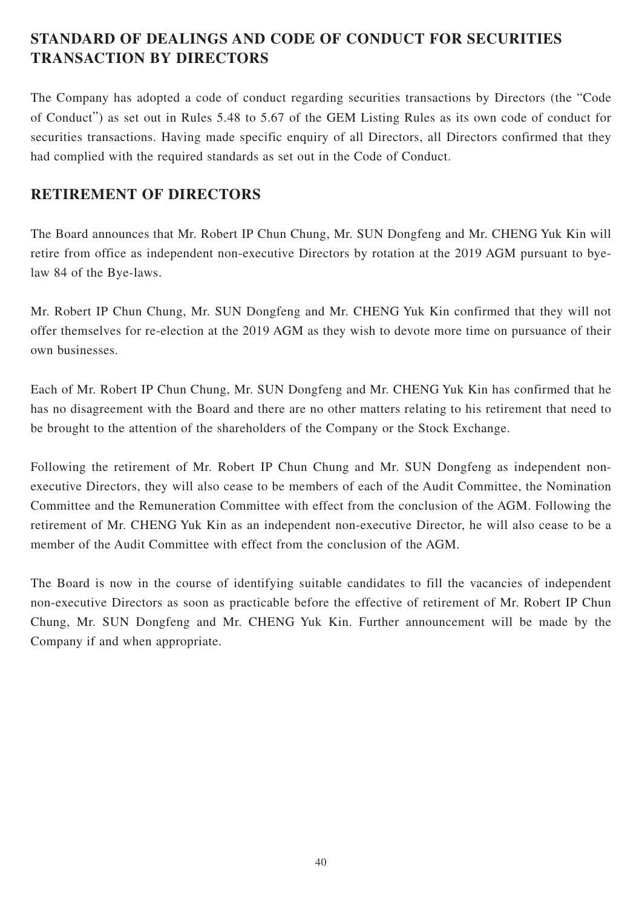## STANDARD OF DEALINGS AND CODE OF CONDUCT FOR SECURITIES TRANSACTION BY DIRECTORS

The Company has adopted a code of conduct regarding securities transactions by Directors (the "Code of Conduct") as set out in Rules 5.48 to 5.67 of the GEM Listing Rules as its own code of conduct for securities transactions. Having made specific enquiry of all Directors, all Directors confirmed that they had complied with the required standards as set out in the Code of Conduct.

## RETIREMENT OF DIRECTORS

The Board announces that Mr. Robert IP Chun Chung, Mr. SUN Dongfeng and Mr. CHENG Yuk Kin will retire from office as independent non-executive Directors by rotation at the 2019 AGM pursuant to bye-law 84 of the Bye-laws.

Mr. Robert IP Chun Chung, Mr. SUN Dongfeng and Mr. CHENG Yuk Kin confirmed that they will not offer themselves for re-election at the 2019 AGM as they wish to devote more time on pursuance of their own businesses.

Each of Mr. Robert IP Chun Chung, Mr. SUN Dongfeng and Mr. CHENG Yuk Kin has confirmed that he has no disagreement with the Board and there are no other matters relating to his retirement that need to be brought to the attention of the shareholders of the Company or the Stock Exchange.

Following the retirement of Mr. Robert IP Chun Chung and Mr. SUN Dongfeng as independent non-executive Directors, they will also cease to be members of each of the Audit Committee, the Nomination Committee and the Remuneration Committee with effect from the conclusion of the AGM. Following the retirement of Mr. CHENG Yuk Kin as an independent non-executive Director, he will also cease to be a member of the Audit Committee with effect from the conclusion of the AGM.

The Board is now in the course of identifying suitable candidates to fill the vacancies of independent non-executive Directors as soon as practicable before the effective of retirement of Mr. Robert IP Chun Chung, Mr. SUN Dongfeng and Mr. CHENG Yuk Kin. Further announcement will be made by the Company if and when appropriate.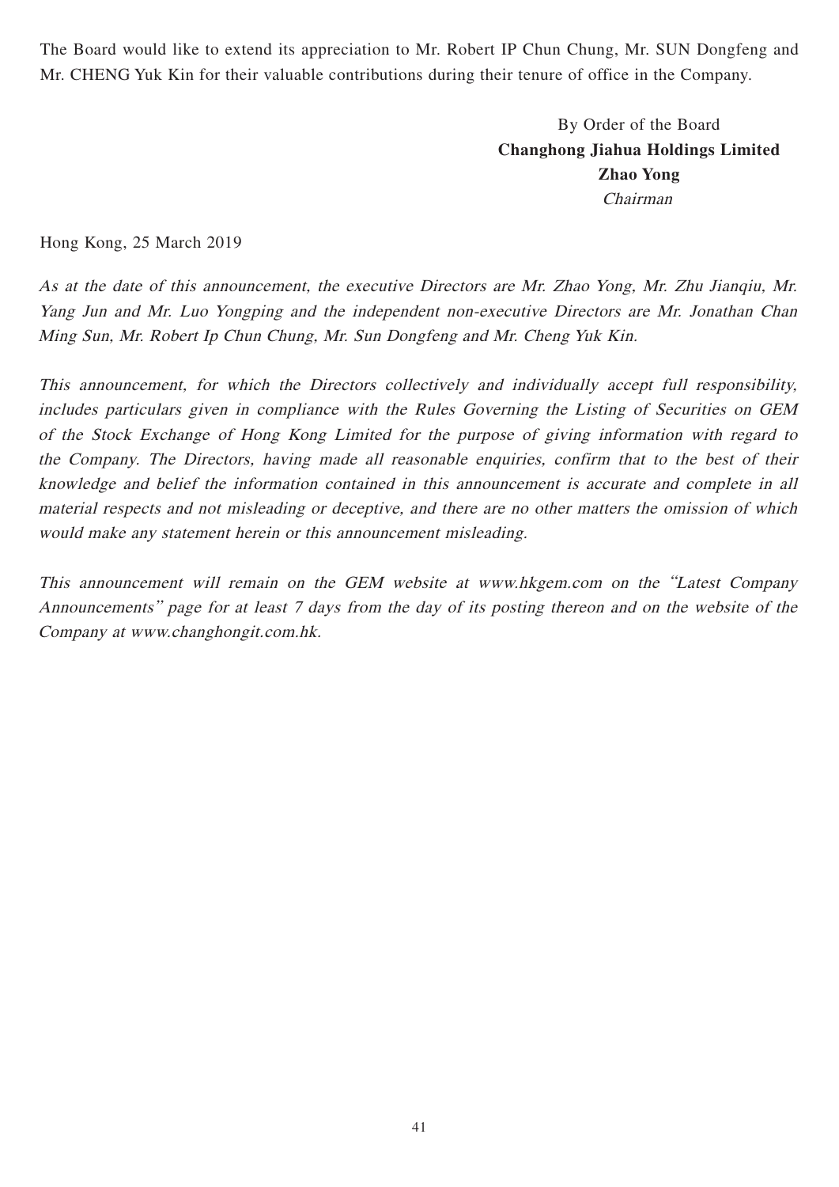The Board would like to extend its appreciation to Mr. Robert IP Chun Chung, Mr. SUN Dongfeng and Mr. CHENG Yuk Kin for their valuable contributions during their tenure of office in the Company.

By Order of the Board
**Changhong Jiahua Holdings Limited**
**Zhao Yong**
*Chairman*

Hong Kong, 25 March 2019

*As at the date of this announcement, the executive Directors are Mr. Zhao Yong, Mr. Zhu Jianqiu, Mr. Yang Jun and Mr. Luo Yongping and the independent non-executive Directors are Mr. Jonathan Chan Ming Sun, Mr. Robert Ip Chun Chung, Mr. Sun Dongfeng and Mr. Cheng Yuk Kin.*

*This announcement, for which the Directors collectively and individually accept full responsibility, includes particulars given in compliance with the Rules Governing the Listing of Securities on GEM of the Stock Exchange of Hong Kong Limited for the purpose of giving information with regard to the Company. The Directors, having made all reasonable enquiries, confirm that to the best of their knowledge and belief the information contained in this announcement is accurate and complete in all material respects and not misleading or deceptive, and there are no other matters the omission of which would make any statement herein or this announcement misleading.*

*This announcement will remain on the GEM website at www.hkgem.com on the "Latest Company Announcements" page for at least 7 days from the day of its posting thereon and on the website of the Company at www.changhongit.com.hk.*